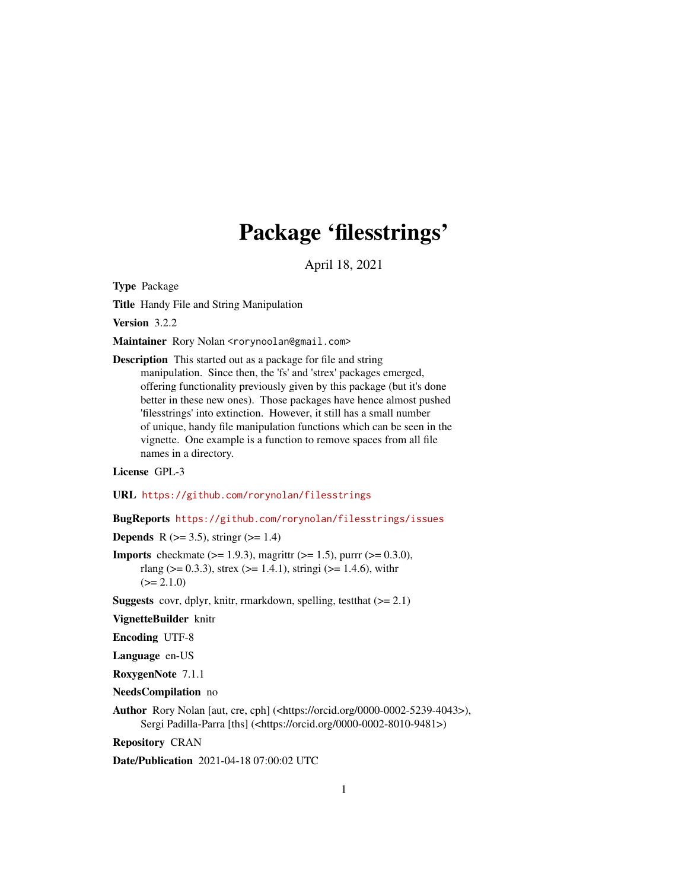# Package 'filesstrings'

April 18, 2021

**Type** Package

**Title** Handy File and String Manipulation

**Version** 3.2.2

**Maintainer** Rory Nolan <rorynoolan@gmail.com>

**Description** This started out as a package for file and string manipulation. Since then, the 'fs' and 'strex' packages emerged, offering functionality previously given by this package (but it's done better in these new ones). Those packages have hence almost pushed 'filesstrings' into extinction. However, it still has a small number of unique, handy file manipulation functions which can be seen in the vignette. One example is a function to remove spaces from all file names in a directory.

**License** GPL-3

**URL** https://github.com/rorynolan/filesstrings

**BugReports** https://github.com/rorynolan/filesstrings/issues

**Depends** R (>= 3.5), stringr (>= 1.4)

**Imports** checkmate (>= 1.9.3), magrittr (>= 1.5), purrr (>= 0.3.0), rlang (>= 0.3.3), strex (>= 1.4.1), stringi (>= 1.4.6), withr (>= 2.1.0)

**Suggests** covr, dplyr, knitr, rmarkdown, spelling, testthat (>= 2.1)

**VignetteBuilder** knitr

**Encoding** UTF-8

**Language** en-US

**RoxygenNote** 7.1.1

**NeedsCompilation** no

**Author** Rory Nolan [aut, cre, cph] (<https://orcid.org/0000-0002-5239-4043>), Sergi Padilla-Parra [ths] (<https://orcid.org/0000-0002-8010-9481>)

**Repository** CRAN

**Date/Publication** 2021-04-18 07:00:02 UTC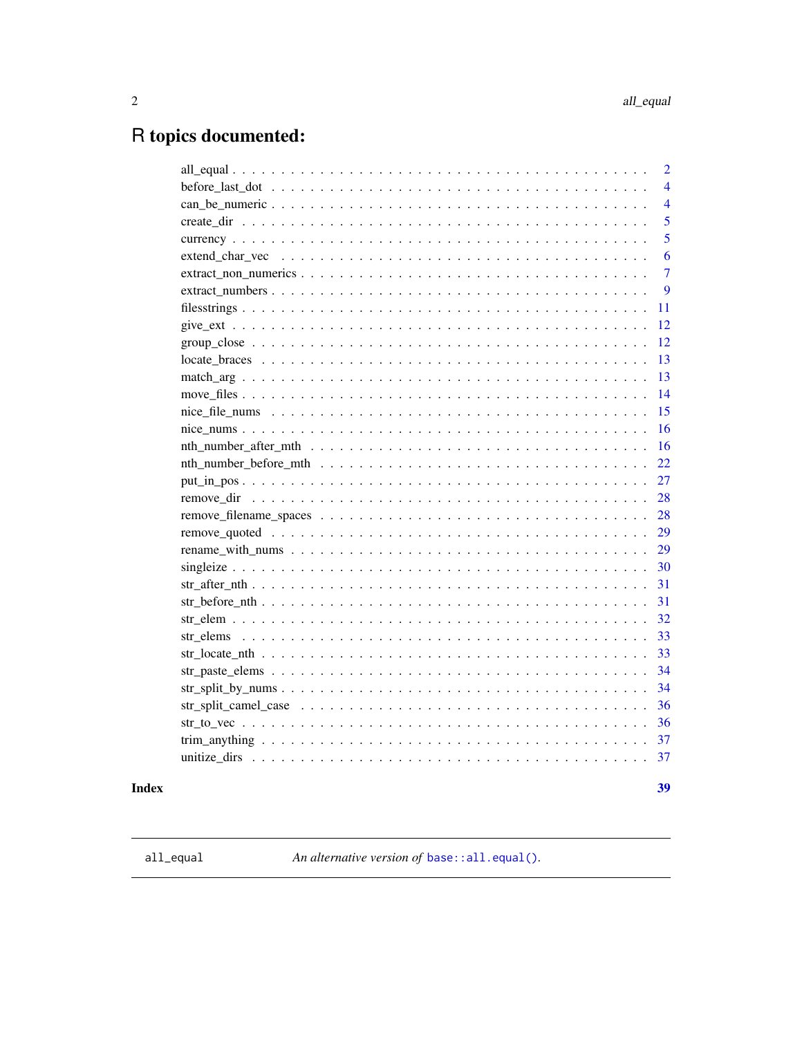# R topics documented:

| | |
|---|---|
| all_equal | 2 |
| before_last_dot | 4 |
| can_be_numeric | 4 |
| create_dir | 5 |
| currency | 5 |
| extend_char_vec | 6 |
| extract_non_numerics | 7 |
| extract_numbers | 9 |
| filesstrings | 11 |
| give_ext | 12 |
| group_close | 12 |
| locate_braces | 13 |
| match_arg | 13 |
| move_files | 14 |
| nice_file_nums | 15 |
| nice_nums | 16 |
| nth_number_after_mth | 16 |
| nth_number_before_mth | 22 |
| put_in_pos | 27 |
| remove_dir | 28 |
| remove_filename_spaces | 28 |
| remove_quoted | 29 |
| rename_with_nums | 29 |
| singleize | 30 |
| str_after_nth | 31 |
| str_before_nth | 31 |
| str_elem | 32 |
| str_elems | 33 |
| str_locate_nth | 33 |
| str_paste_elems | 34 |
| str_split_by_nums | 34 |
| str_split_camel_case | 36 |
| str_to_vec | 36 |
| trim_anything | 37 |
| unitize_dirs | 37 |

**Index** **39**

---

`all_equal` *An alternative version of* `base::all.equal()`*.*

---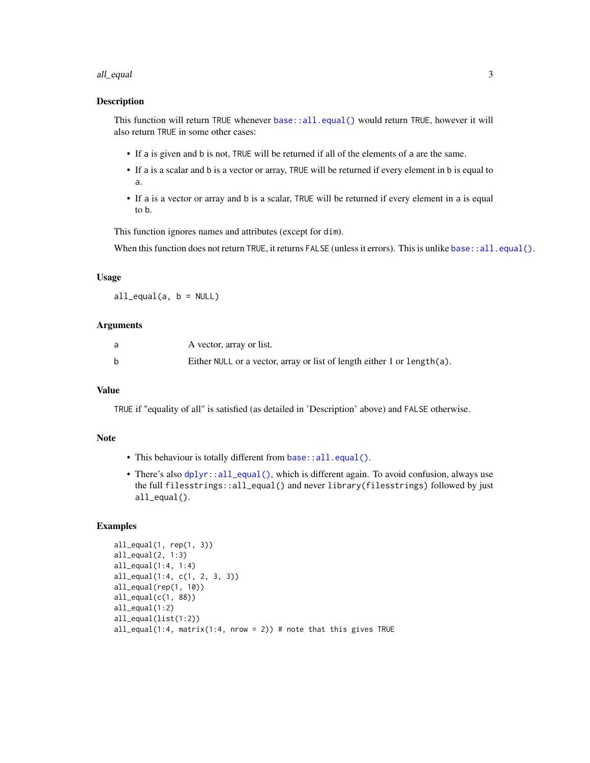### Description

This function will return `TRUE` whenever `base::all.equal()` would return `TRUE`, however it will also return `TRUE` in some other cases:

- If `a` is given and `b` is not, `TRUE` will be returned if all of the elements of `a` are the same.
- If `a` is a scalar and `b` is a vector or array, `TRUE` will be returned if every element in `b` is equal to `a`.
- If `a` is a vector or array and `b` is a scalar, `TRUE` will be returned if every element in `a` is equal to `b`.

This function ignores names and attributes (except for `dim`).

When this function does not return `TRUE`, it returns `FALSE` (unless it errors). This is unlike `base::all.equal()`.

### Usage

```
all_equal(a, b = NULL)
```

### Arguments

| | |
|---|---|
| `a` | A vector, array or list. |
| `b` | Either `NULL` or a vector, array or list of length either 1 or `length(a)`. |

### Value

`TRUE` if "equality of all" is satisfied (as detailed in 'Description' above) and `FALSE` otherwise.

### Note

- This behaviour is totally different from `base::all.equal()`.
- There's also `dplyr::all_equal()`, which is different again. To avoid confusion, always use the full `filesstrings::all_equal()` and never `library(filesstrings)` followed by just `all_equal()`.

### Examples

```
all_equal(1, rep(1, 3))
all_equal(2, 1:3)
all_equal(1:4, 1:4)
all_equal(1:4, c(1, 2, 3, 3))
all_equal(rep(1, 10))
all_equal(c(1, 88))
all_equal(1:2)
all_equal(list(1:2))
all_equal(1:4, matrix(1:4, nrow = 2)) # note that this gives TRUE
```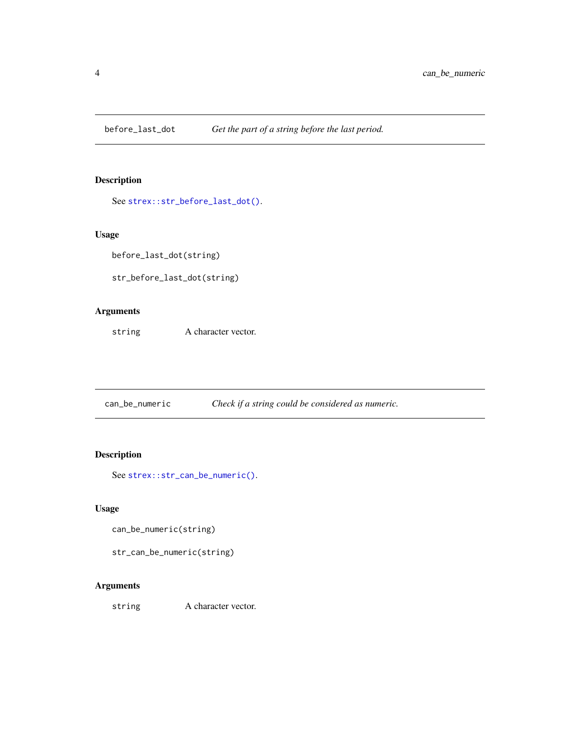## before_last_dot — *Get the part of a string before the last period.*

### Description

See `strex::str_before_last_dot()`.

### Usage

```
before_last_dot(string)

str_before_last_dot(string)
```

### Arguments

| | |
|---|---|
| `string` | A character vector. |

## can_be_numeric — *Check if a string could be considered as numeric.*

### Description

See `strex::str_can_be_numeric()`.

### Usage

```
can_be_numeric(string)

str_can_be_numeric(string)
```

### Arguments

| | |
|---|---|
| `string` | A character vector. |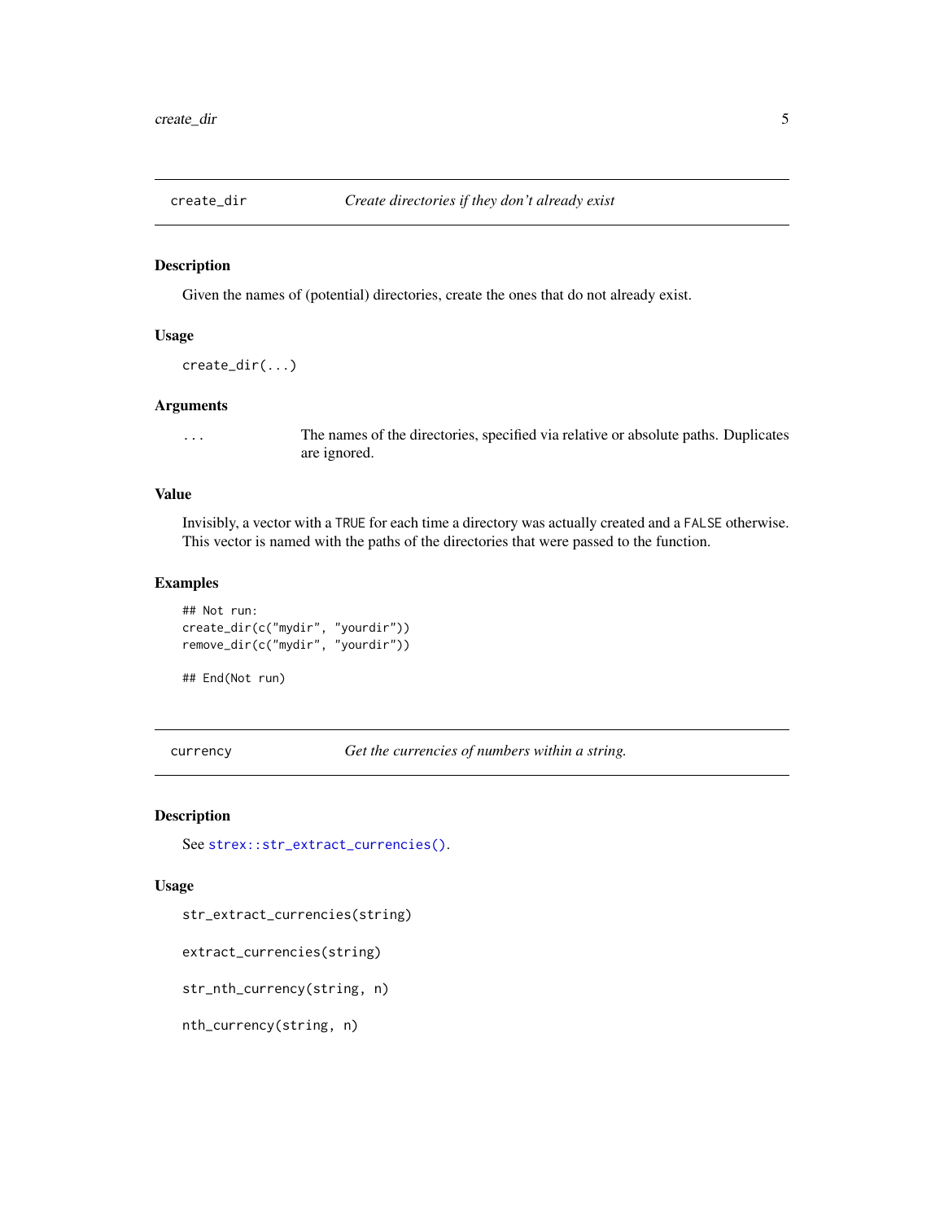## create_dir — *Create directories if they don't already exist*

### Description

Given the names of (potential) directories, create the ones that do not already exist.

### Usage

```
create_dir(...)
```

### Arguments

| | |
|---|---|
| `...` | The names of the directories, specified via relative or absolute paths. Duplicates are ignored. |

### Value

Invisibly, a vector with a `TRUE` for each time a directory was actually created and a `FALSE` otherwise. This vector is named with the paths of the directories that were passed to the function.

### Examples

```
## Not run:
create_dir(c("mydir", "yourdir"))
remove_dir(c("mydir", "yourdir"))

## End(Not run)
```

## currency — *Get the currencies of numbers within a string.*

### Description

See `strex::str_extract_currencies()`.

### Usage

```
str_extract_currencies(string)

extract_currencies(string)

str_nth_currency(string, n)

nth_currency(string, n)
```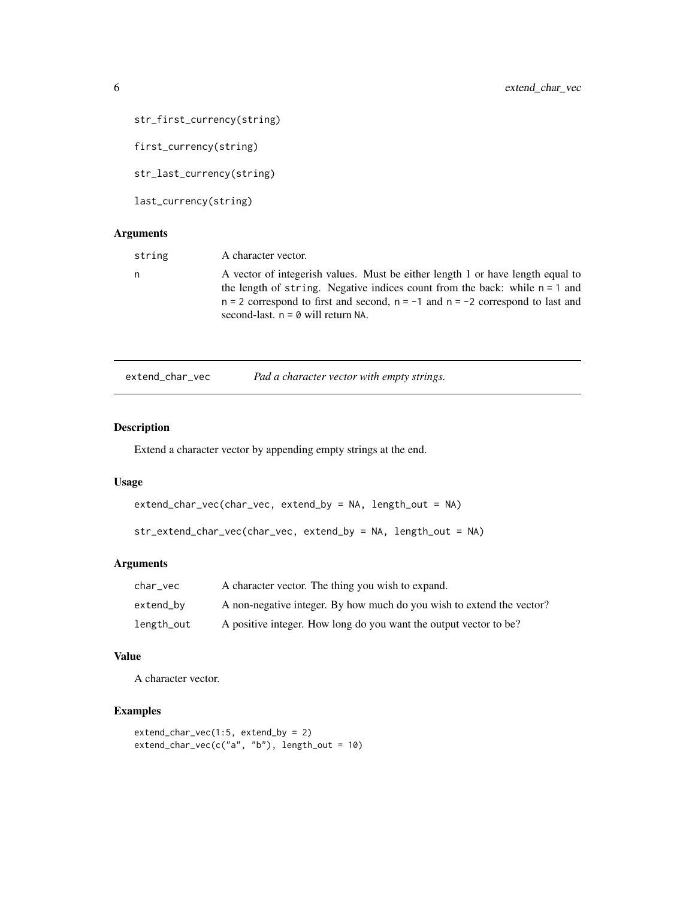```
str_first_currency(string)

first_currency(string)

str_last_currency(string)

last_currency(string)
```

### Arguments

| | |
|---|---|
| `string` | A character vector. |
| `n` | A vector of integerish values. Must be either length 1 or have length equal to the length of `string`. Negative indices count from the back: while `n = 1` and `n = 2` correspond to first and second, `n = -1` and `n = -2` correspond to last and second-last. `n = 0` will return `NA`. |

---

## extend_char_vec — *Pad a character vector with empty strings.*

### Description

Extend a character vector by appending empty strings at the end.

### Usage

```
extend_char_vec(char_vec, extend_by = NA, length_out = NA)

str_extend_char_vec(char_vec, extend_by = NA, length_out = NA)
```

### Arguments

| | |
|---|---|
| `char_vec` | A character vector. The thing you wish to expand. |
| `extend_by` | A non-negative integer. By how much do you wish to extend the vector? |
| `length_out` | A positive integer. How long do you want the output vector to be? |

### Value

A character vector.

### Examples

```
extend_char_vec(1:5, extend_by = 2)
extend_char_vec(c("a", "b"), length_out = 10)
```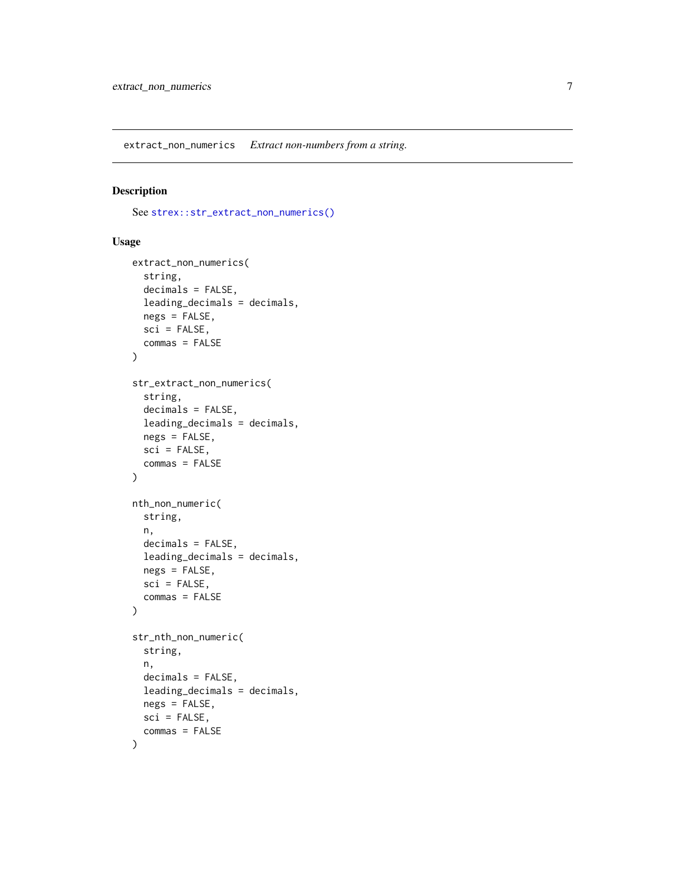# extract_non_numerics — *Extract non-numbers from a string.*

## Description

See `strex::str_extract_non_numerics()`

## Usage

```
extract_non_numerics(
  string,
  decimals = FALSE,
  leading_decimals = decimals,
  negs = FALSE,
  sci = FALSE,
  commas = FALSE
)

str_extract_non_numerics(
  string,
  decimals = FALSE,
  leading_decimals = decimals,
  negs = FALSE,
  sci = FALSE,
  commas = FALSE
)

nth_non_numeric(
  string,
  n,
  decimals = FALSE,
  leading_decimals = decimals,
  negs = FALSE,
  sci = FALSE,
  commas = FALSE
)

str_nth_non_numeric(
  string,
  n,
  decimals = FALSE,
  leading_decimals = decimals,
  negs = FALSE,
  sci = FALSE,
  commas = FALSE
)
```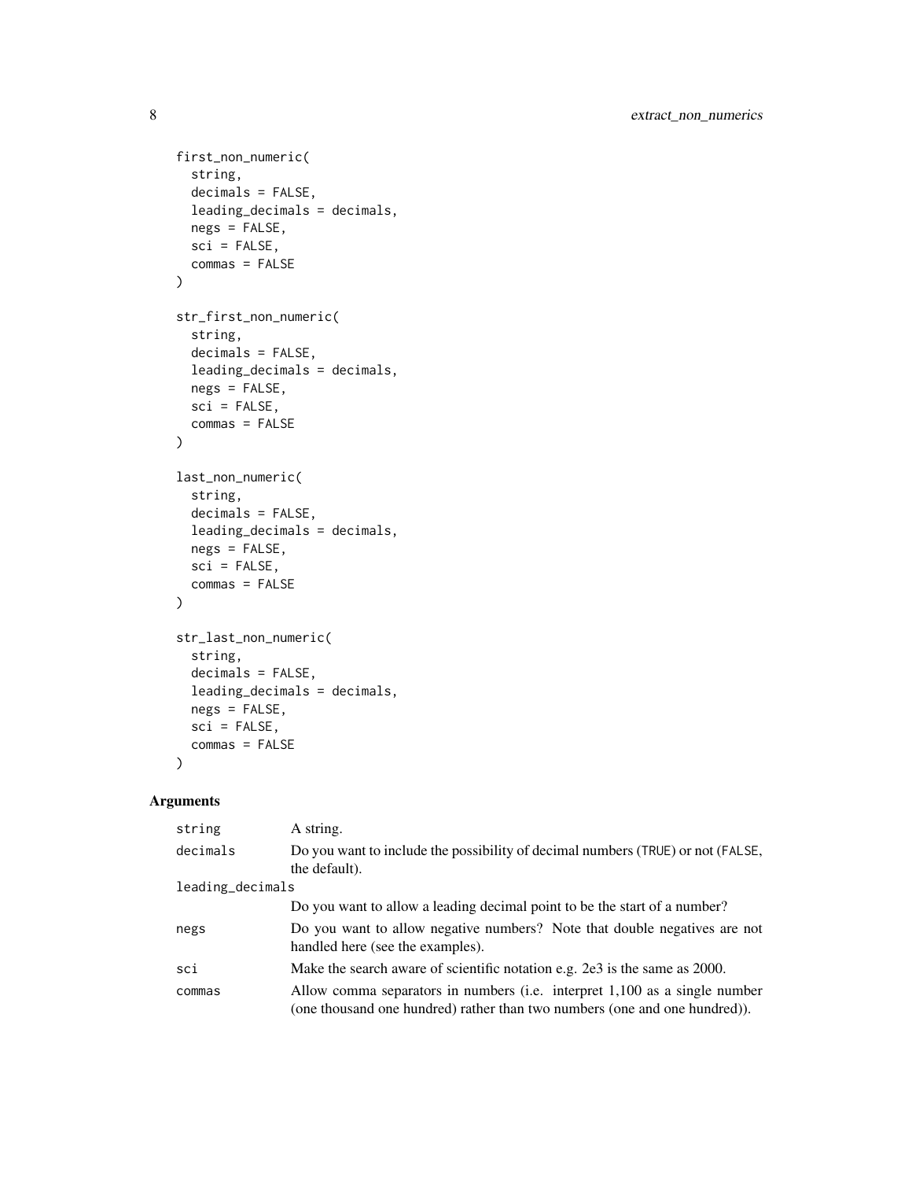```
first_non_numeric(
  string,
  decimals = FALSE,
  leading_decimals = decimals,
  negs = FALSE,
  sci = FALSE,
  commas = FALSE
)

str_first_non_numeric(
  string,
  decimals = FALSE,
  leading_decimals = decimals,
  negs = FALSE,
  sci = FALSE,
  commas = FALSE
)

last_non_numeric(
  string,
  decimals = FALSE,
  leading_decimals = decimals,
  negs = FALSE,
  sci = FALSE,
  commas = FALSE
)

str_last_non_numeric(
  string,
  decimals = FALSE,
  leading_decimals = decimals,
  negs = FALSE,
  sci = FALSE,
  commas = FALSE
)
```

## Arguments

| | |
|---|---|
| `string` | A string. |
| `decimals` | Do you want to include the possibility of decimal numbers (`TRUE`) or not (`FALSE`, the default). |
| `leading_decimals` | Do you want to allow a leading decimal point to be the start of a number? |
| `negs` | Do you want to allow negative numbers? Note that double negatives are not handled here (see the examples). |
| `sci` | Make the search aware of scientific notation e.g. 2e3 is the same as 2000. |
| `commas` | Allow comma separators in numbers (i.e. interpret 1,100 as a single number (one thousand one hundred) rather than two numbers (one and one hundred)). |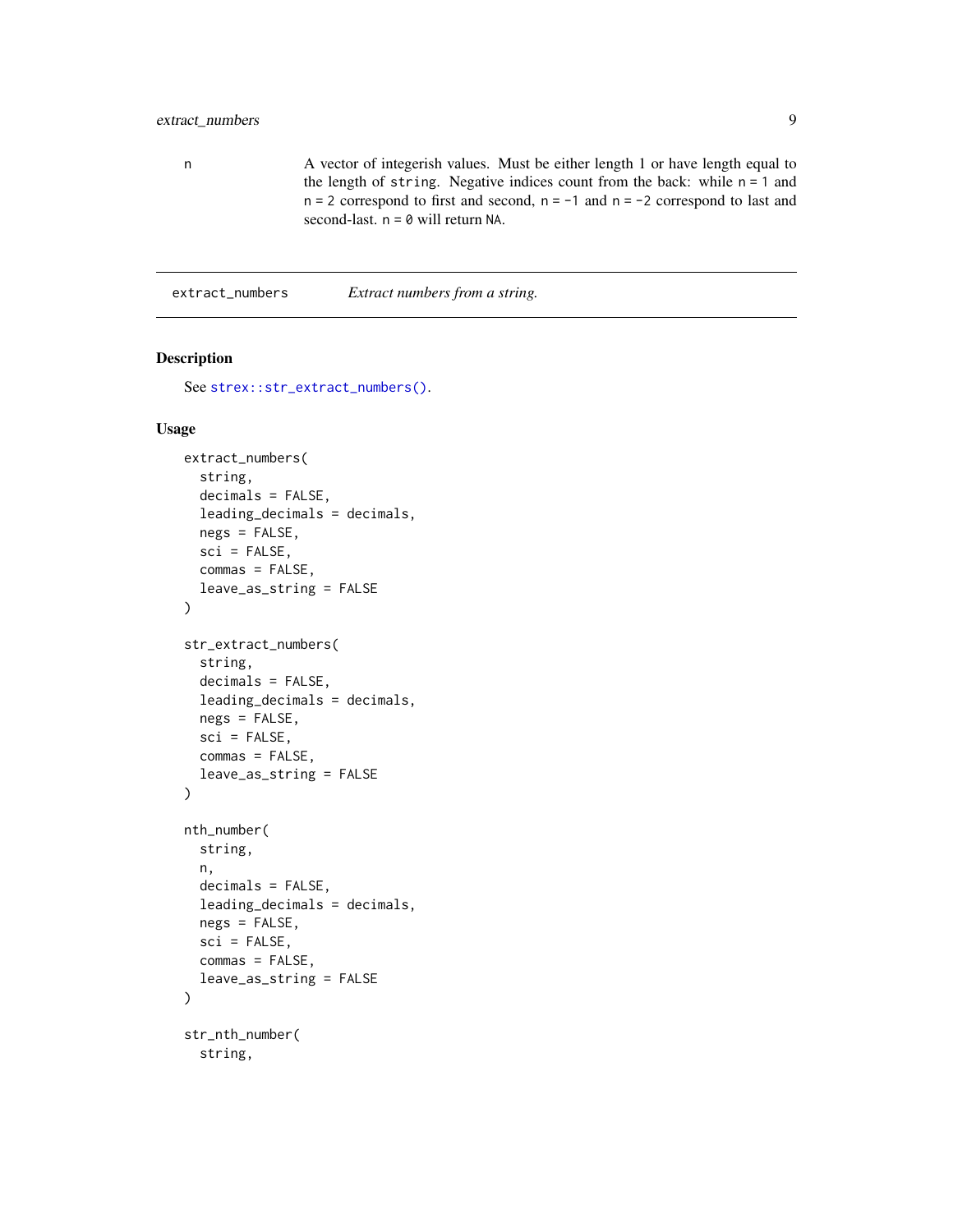n	A vector of integerish values. Must be either length 1 or have length equal to the length of `string`. Negative indices count from the back: while `n = 1` and `n = 2` correspond to first and second, `n = -1` and `n = -2` correspond to last and second-last. `n = 0` will return `NA`.

---

`extract_numbers`	*Extract numbers from a string.*

---

## Description

See `strex::str_extract_numbers()`.

## Usage

```
extract_numbers(
  string,
  decimals = FALSE,
  leading_decimals = decimals,
  negs = FALSE,
  sci = FALSE,
  commas = FALSE,
  leave_as_string = FALSE
)

str_extract_numbers(
  string,
  decimals = FALSE,
  leading_decimals = decimals,
  negs = FALSE,
  sci = FALSE,
  commas = FALSE,
  leave_as_string = FALSE
)

nth_number(
  string,
  n,
  decimals = FALSE,
  leading_decimals = decimals,
  negs = FALSE,
  sci = FALSE,
  commas = FALSE,
  leave_as_string = FALSE
)

str_nth_number(
  string,
```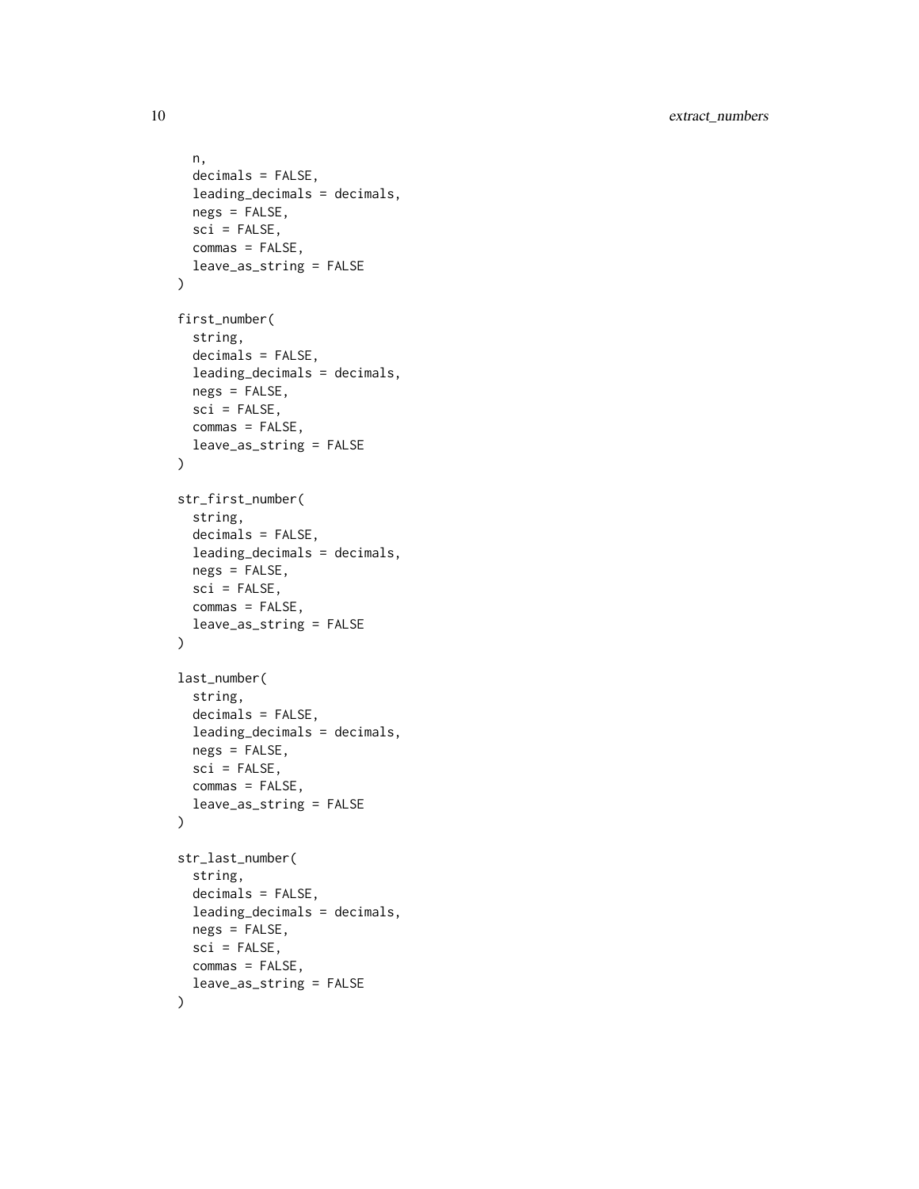```
  n,
  decimals = FALSE,
  leading_decimals = decimals,
  negs = FALSE,
  sci = FALSE,
  commas = FALSE,
  leave_as_string = FALSE
)

first_number(
  string,
  decimals = FALSE,
  leading_decimals = decimals,
  negs = FALSE,
  sci = FALSE,
  commas = FALSE,
  leave_as_string = FALSE
)

str_first_number(
  string,
  decimals = FALSE,
  leading_decimals = decimals,
  negs = FALSE,
  sci = FALSE,
  commas = FALSE,
  leave_as_string = FALSE
)

last_number(
  string,
  decimals = FALSE,
  leading_decimals = decimals,
  negs = FALSE,
  sci = FALSE,
  commas = FALSE,
  leave_as_string = FALSE
)

str_last_number(
  string,
  decimals = FALSE,
  leading_decimals = decimals,
  negs = FALSE,
  sci = FALSE,
  commas = FALSE,
  leave_as_string = FALSE
)
```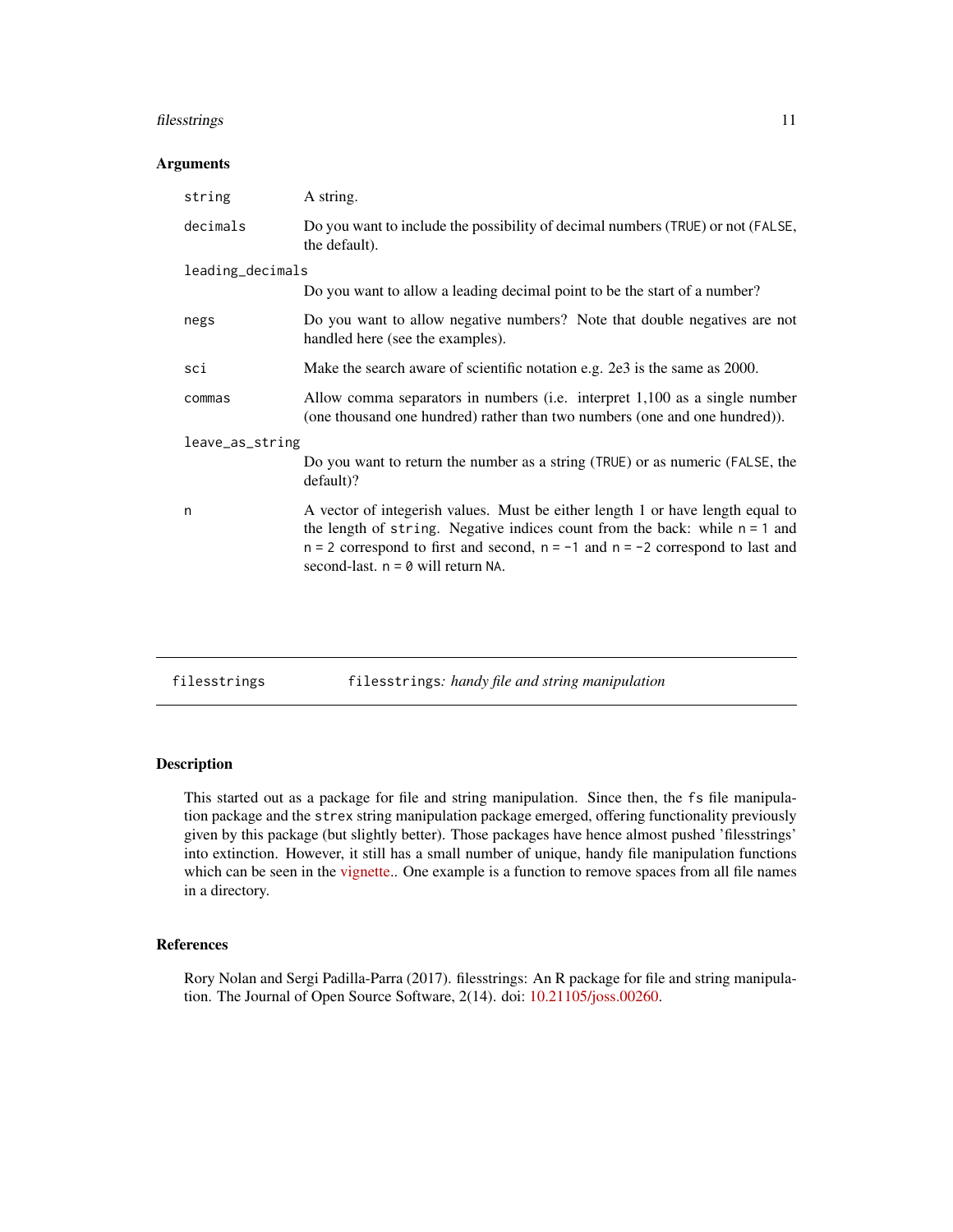### Arguments

| | |
|---|---|
| `string` | A string. |
| `decimals` | Do you want to include the possibility of decimal numbers (`TRUE`) or not (`FALSE`, the default). |
| `leading_decimals` | Do you want to allow a leading decimal point to be the start of a number? |
| `negs` | Do you want to allow negative numbers? Note that double negatives are not handled here (see the examples). |
| `sci` | Make the search aware of scientific notation e.g. 2e3 is the same as 2000. |
| `commas` | Allow comma separators in numbers (i.e. interpret 1,100 as a single number (one thousand one hundred) rather than two numbers (one and one hundred)). |
| `leave_as_string` | Do you want to return the number as a string (`TRUE`) or as numeric (`FALSE`, the default)? |
| `n` | A vector of integerish values. Must be either length 1 or have length equal to the length of `string`. Negative indices count from the back: while `n = 1` and `n = 2` correspond to first and second, `n = -1` and `n = -2` correspond to last and second-last. `n = 0` will return `NA`. |

---

## filesstrings — `filesstrings`: *handy file and string manipulation*

### Description

This started out as a package for file and string manipulation. Since then, the `fs` file manipulation package and the `strex` string manipulation package emerged, offering functionality previously given by this package (but slightly better). Those packages have hence almost pushed 'filesstrings' into extinction. However, it still has a small number of unique, handy file manipulation functions which can be seen in the vignette.. One example is a function to remove spaces from all file names in a directory.

### References

Rory Nolan and Sergi Padilla-Parra (2017). filesstrings: An R package for file and string manipulation. The Journal of Open Source Software, 2(14). doi: 10.21105/joss.00260.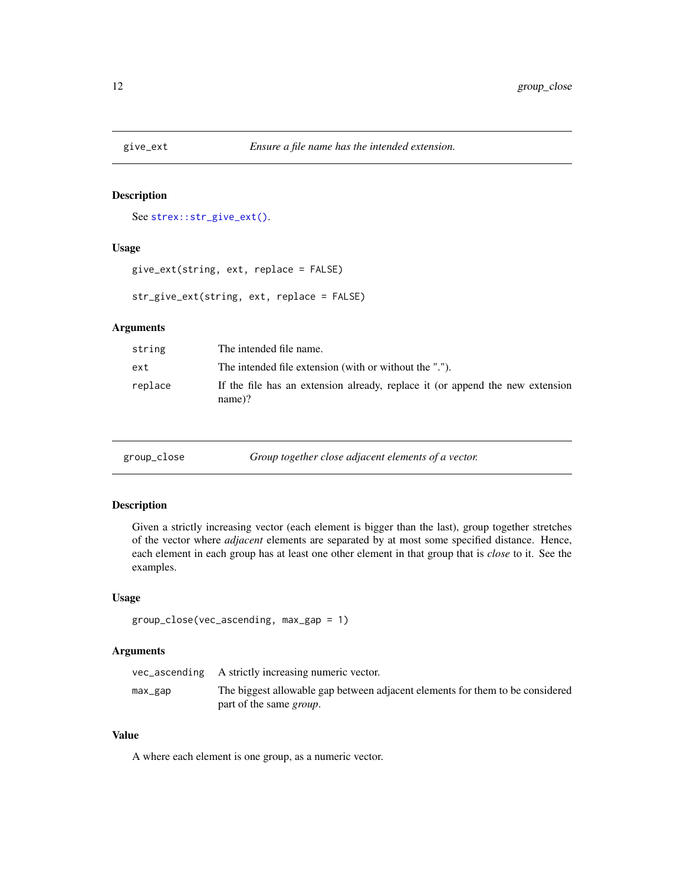## give_ext

*Ensure a file name has the intended extension.*

### Description

See `strex::str_give_ext()`.

### Usage

```
give_ext(string, ext, replace = FALSE)

str_give_ext(string, ext, replace = FALSE)
```

### Arguments

| | |
|---|---|
| `string` | The intended file name. |
| `ext` | The intended file extension (with or without the "."). |
| `replace` | If the file has an extension already, replace it (or append the new extension name)? |

## group_close

*Group together close adjacent elements of a vector.*

### Description

Given a strictly increasing vector (each element is bigger than the last), group together stretches of the vector where *adjacent* elements are separated by at most some specified distance. Hence, each element in each group has at least one other element in that group that is *close* to it. See the examples.

### Usage

```
group_close(vec_ascending, max_gap = 1)
```

### Arguments

| | |
|---|---|
| `vec_ascending` | A strictly increasing numeric vector. |
| `max_gap` | The biggest allowable gap between adjacent elements for them to be considered part of the same *group*. |

### Value

A where each element is one group, as a numeric vector.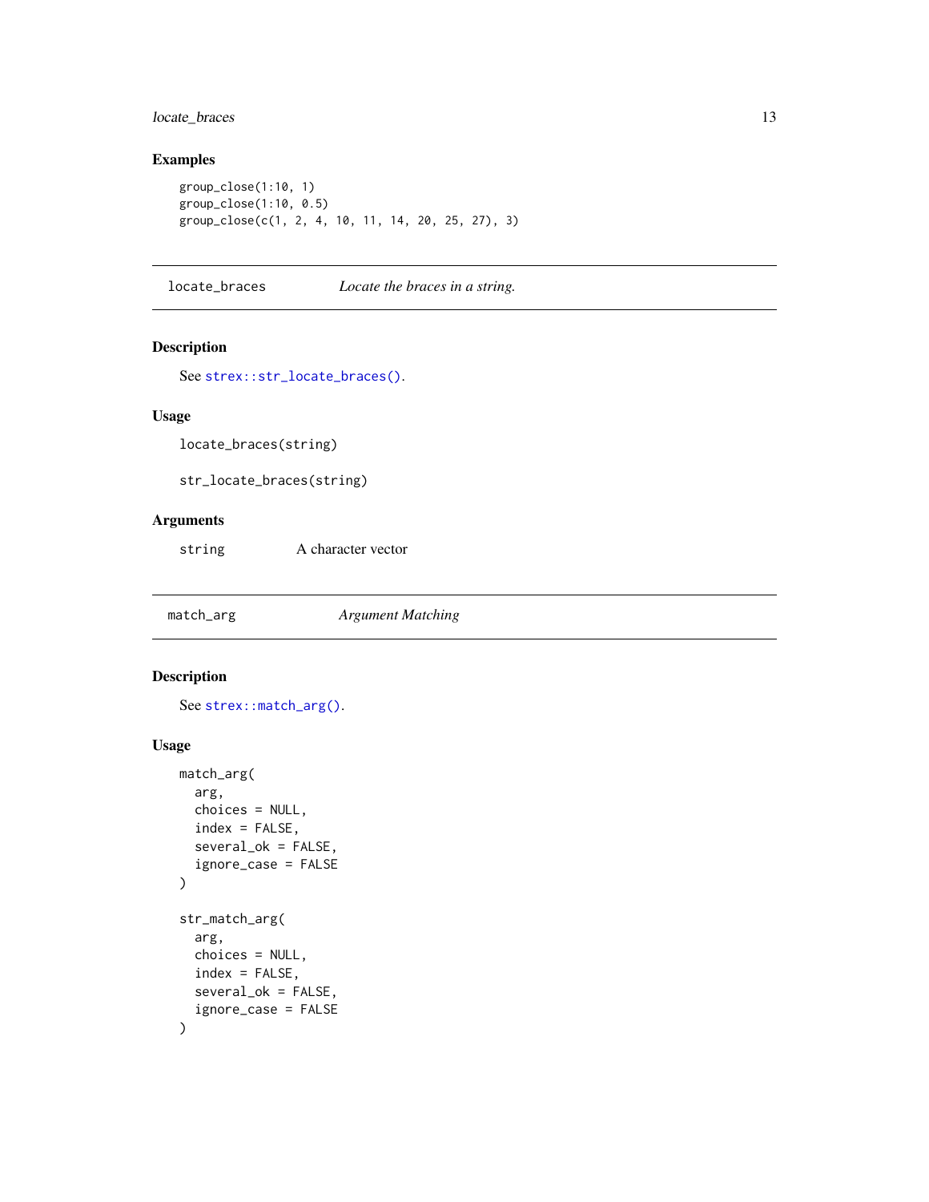### Examples

```
group_close(1:10, 1)
group_close(1:10, 0.5)
group_close(c(1, 2, 4, 10, 11, 14, 20, 25, 27), 3)
```

## locate_braces *Locate the braces in a string.*

### Description

See `strex::str_locate_braces()`.

### Usage

```
locate_braces(string)

str_locate_braces(string)
```

### Arguments

| | |
|---|---|
| string | A character vector |

## match_arg *Argument Matching*

### Description

See `strex::match_arg()`.

### Usage

```
match_arg(
  arg,
  choices = NULL,
  index = FALSE,
  several_ok = FALSE,
  ignore_case = FALSE
)

str_match_arg(
  arg,
  choices = NULL,
  index = FALSE,
  several_ok = FALSE,
  ignore_case = FALSE
)
```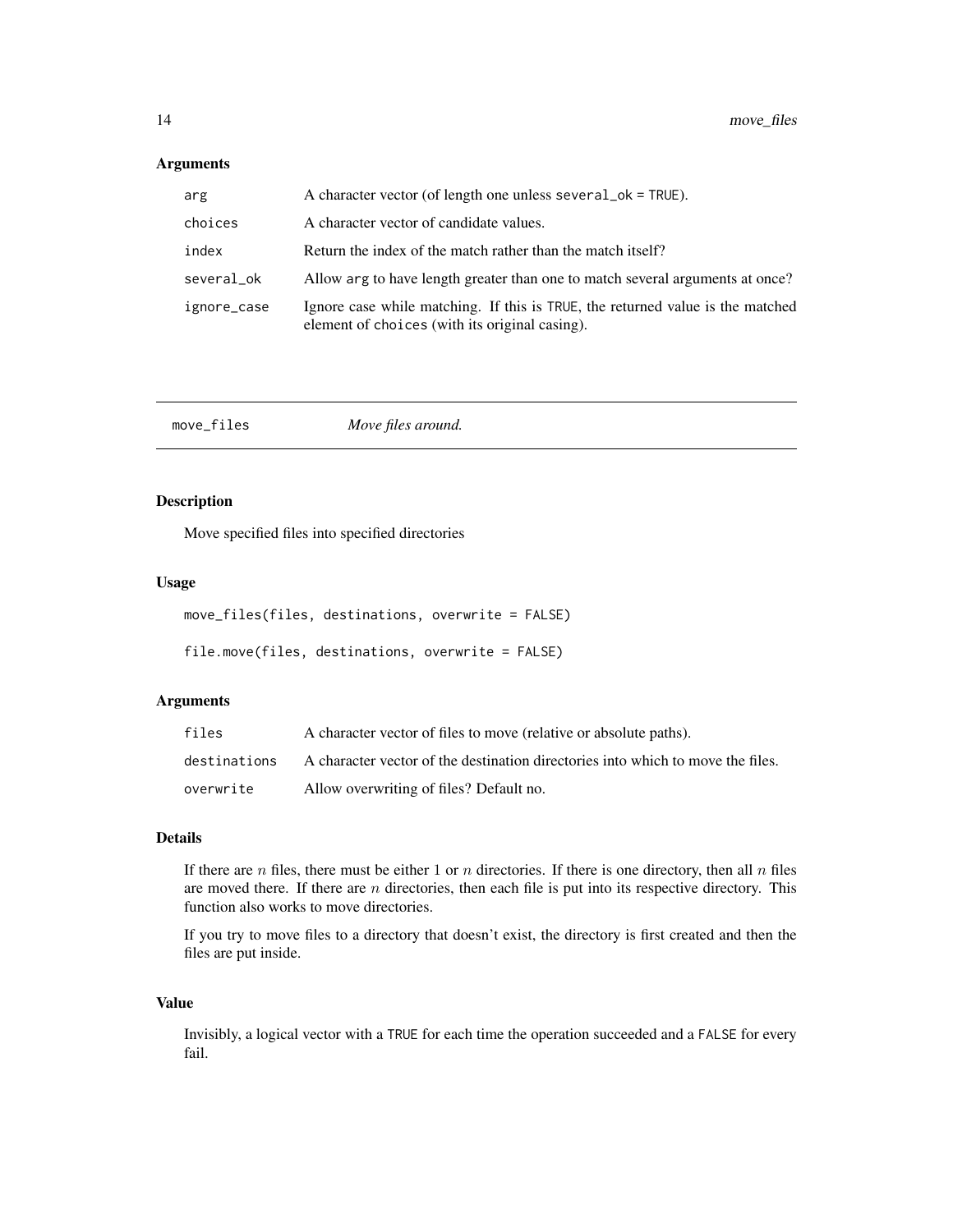### Arguments

| | |
|---|---|
| arg | A character vector (of length one unless several_ok = TRUE). |
| choices | A character vector of candidate values. |
| index | Return the index of the match rather than the match itself? |
| several_ok | Allow arg to have length greater than one to match several arguments at once? |
| ignore_case | Ignore case while matching. If this is TRUE, the returned value is the matched element of choices (with its original casing). |

---

## move_files — *Move files around.*

### Description

Move specified files into specified directories

### Usage

```
move_files(files, destinations, overwrite = FALSE)

file.move(files, destinations, overwrite = FALSE)
```

### Arguments

| | |
|---|---|
| files | A character vector of files to move (relative or absolute paths). |
| destinations | A character vector of the destination directories into which to move the files. |
| overwrite | Allow overwriting of files? Default no. |

### Details

If there are $n$ files, there must be either 1 or $n$ directories. If there is one directory, then all $n$ files are moved there. If there are $n$ directories, then each file is put into its respective directory. This function also works to move directories.

If you try to move files to a directory that doesn't exist, the directory is first created and then the files are put inside.

### Value

Invisibly, a logical vector with a TRUE for each time the operation succeeded and a FALSE for every fail.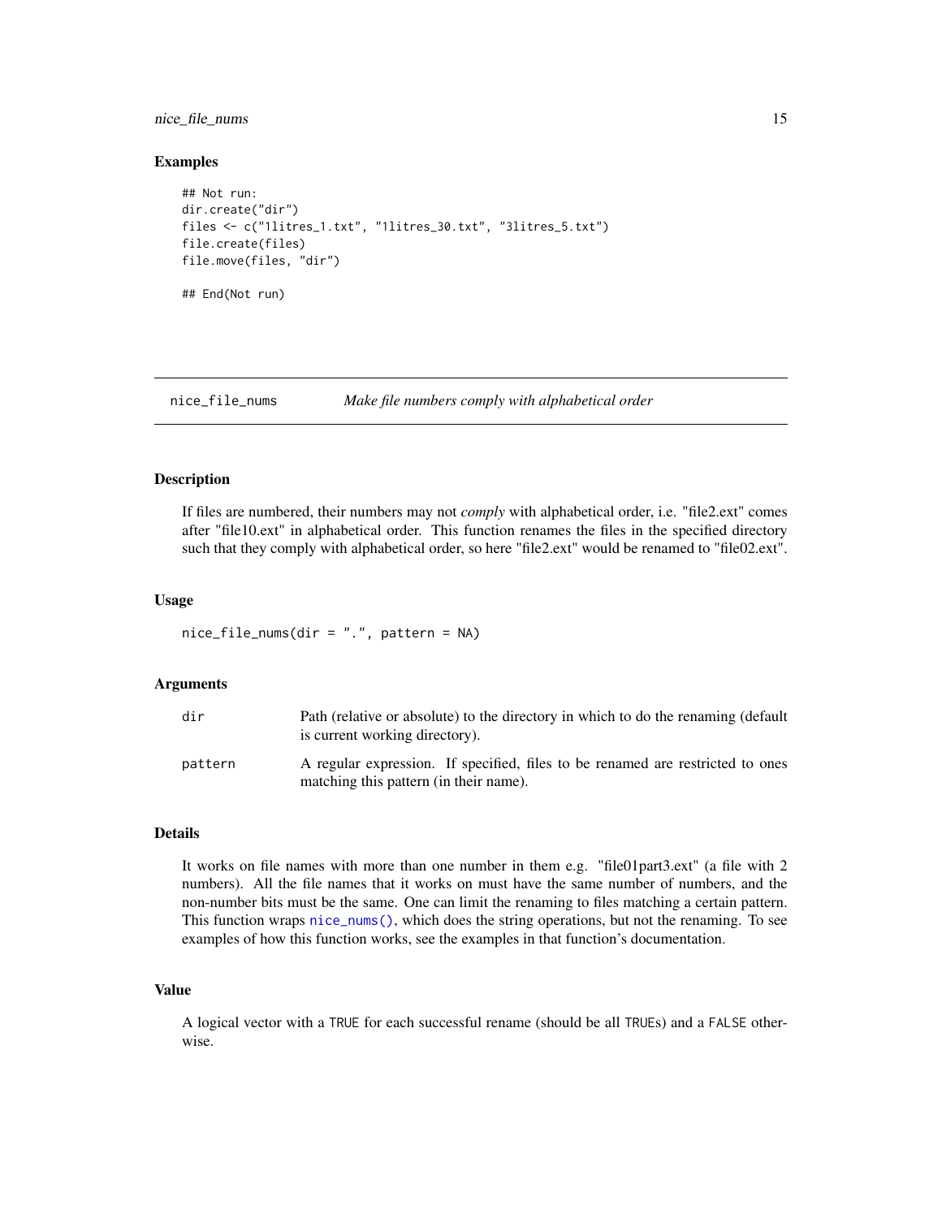### Examples

```
## Not run:
dir.create("dir")
files <- c("1litres_1.txt", "1litres_30.txt", "3litres_5.txt")
file.create(files)
file.move(files, "dir")

## End(Not run)
```

---

## nice_file_nums — *Make file numbers comply with alphabetical order*

### Description

If files are numbered, their numbers may not *comply* with alphabetical order, i.e. "file2.ext" comes after "file10.ext" in alphabetical order. This function renames the files in the specified directory such that they comply with alphabetical order, so here "file2.ext" would be renamed to "file02.ext".

### Usage

```
nice_file_nums(dir = ".", pattern = NA)
```

### Arguments

| | |
|---|---|
| dir | Path (relative or absolute) to the directory in which to do the renaming (default is current working directory). |
| pattern | A regular expression. If specified, files to be renamed are restricted to ones matching this pattern (in their name). |

### Details

It works on file names with more than one number in them e.g. "file01part3.ext" (a file with 2 numbers). All the file names that it works on must have the same number of numbers, and the non-number bits must be the same. One can limit the renaming to files matching a certain pattern. This function wraps `nice_nums()`, which does the string operations, but not the renaming. To see examples of how this function works, see the examples in that function's documentation.

### Value

A logical vector with a `TRUE` for each successful rename (should be all `TRUE`s) and a `FALSE` otherwise.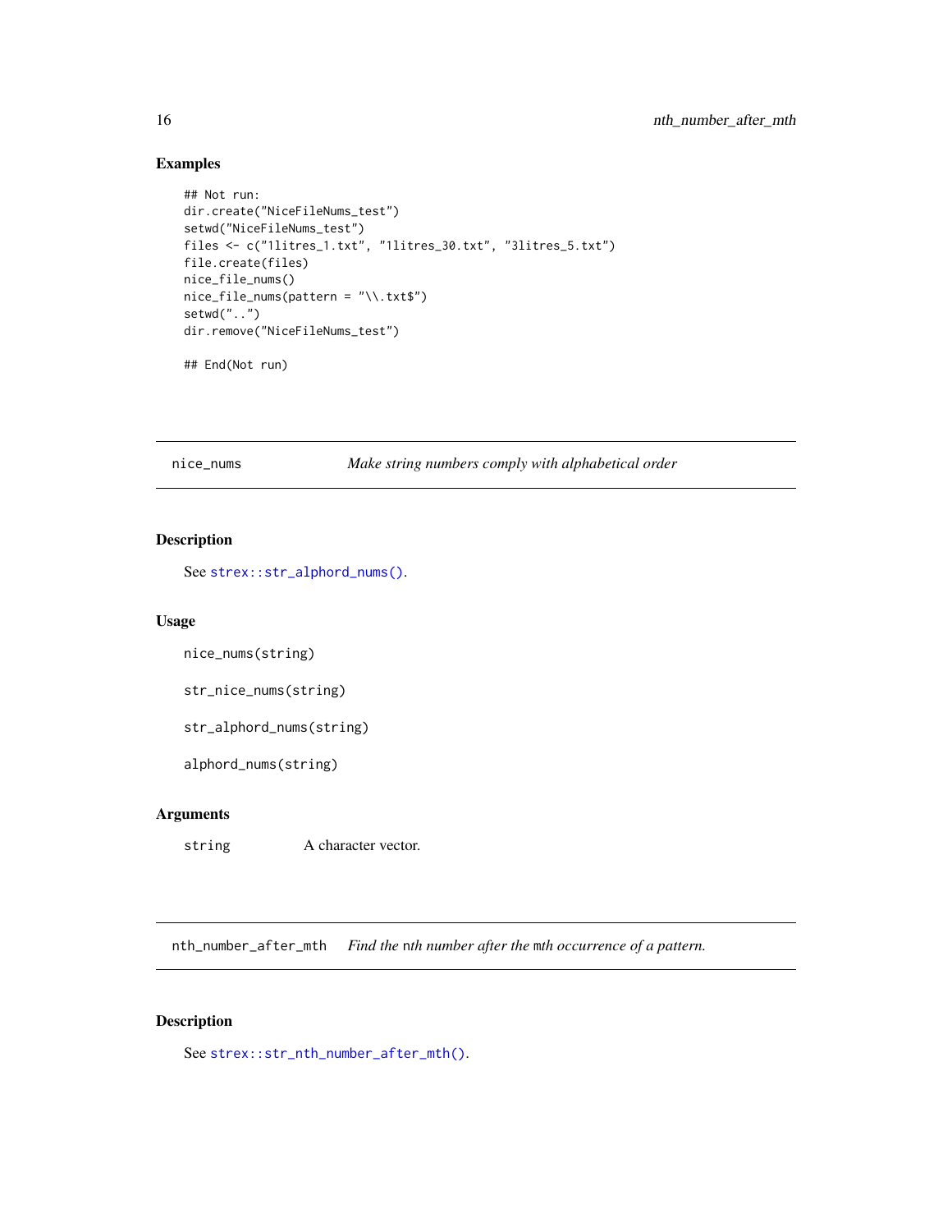## Examples

```
## Not run:
dir.create("NiceFileNums_test")
setwd("NiceFileNums_test")
files <- c("1litres_1.txt", "1litres_30.txt", "3litres_5.txt")
file.create(files)
nice_file_nums()
nice_file_nums(pattern = "\\.txt$")
setwd("..")
dir.remove("NiceFileNums_test")

## End(Not run)
```

---

## nice_nums — *Make string numbers comply with alphabetical order*

### Description

See `strex::str_alphord_nums()`.

### Usage

```
nice_nums(string)

str_nice_nums(string)

str_alphord_nums(string)

alphord_nums(string)
```

### Arguments

| | |
|---|---|
| `string` | A character vector. |

---

## nth_number_after_mth — *Find the `n`th number after the `m`th occurrence of a pattern.*

### Description

See `strex::str_nth_number_after_mth()`.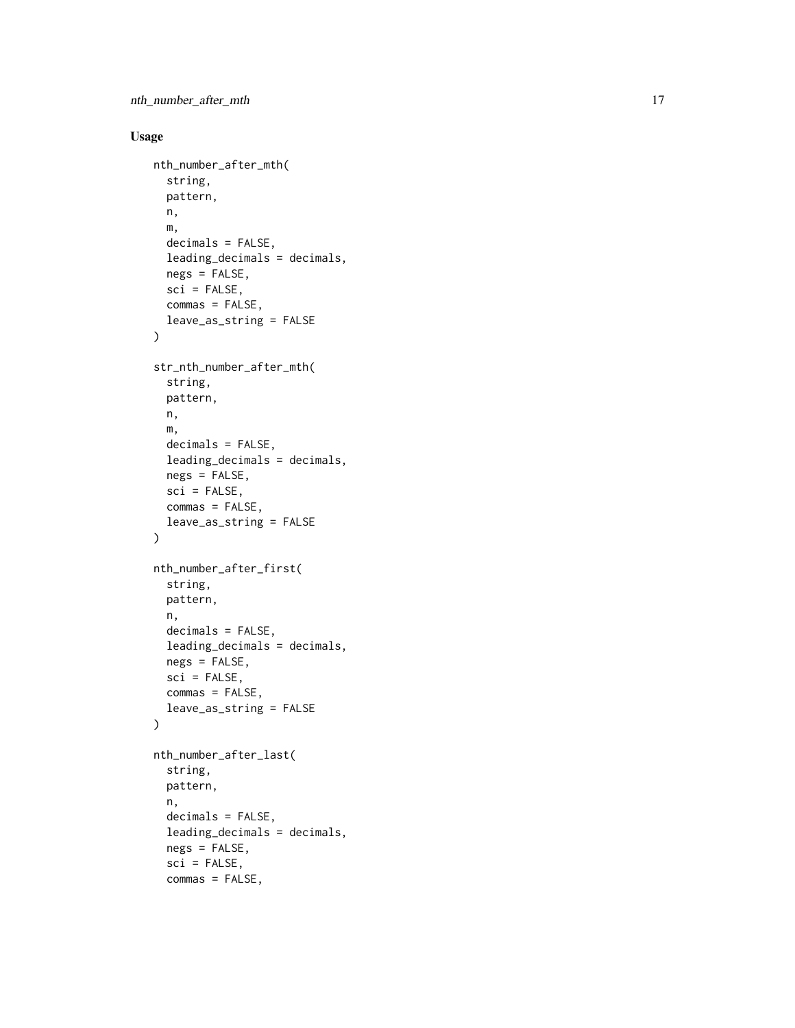## Usage

```
nth_number_after_mth(
  string,
  pattern,
  n,
  m,
  decimals = FALSE,
  leading_decimals = decimals,
  negs = FALSE,
  sci = FALSE,
  commas = FALSE,
  leave_as_string = FALSE
)

str_nth_number_after_mth(
  string,
  pattern,
  n,
  m,
  decimals = FALSE,
  leading_decimals = decimals,
  negs = FALSE,
  sci = FALSE,
  commas = FALSE,
  leave_as_string = FALSE
)

nth_number_after_first(
  string,
  pattern,
  n,
  decimals = FALSE,
  leading_decimals = decimals,
  negs = FALSE,
  sci = FALSE,
  commas = FALSE,
  leave_as_string = FALSE
)

nth_number_after_last(
  string,
  pattern,
  n,
  decimals = FALSE,
  leading_decimals = decimals,
  negs = FALSE,
  sci = FALSE,
  commas = FALSE,
```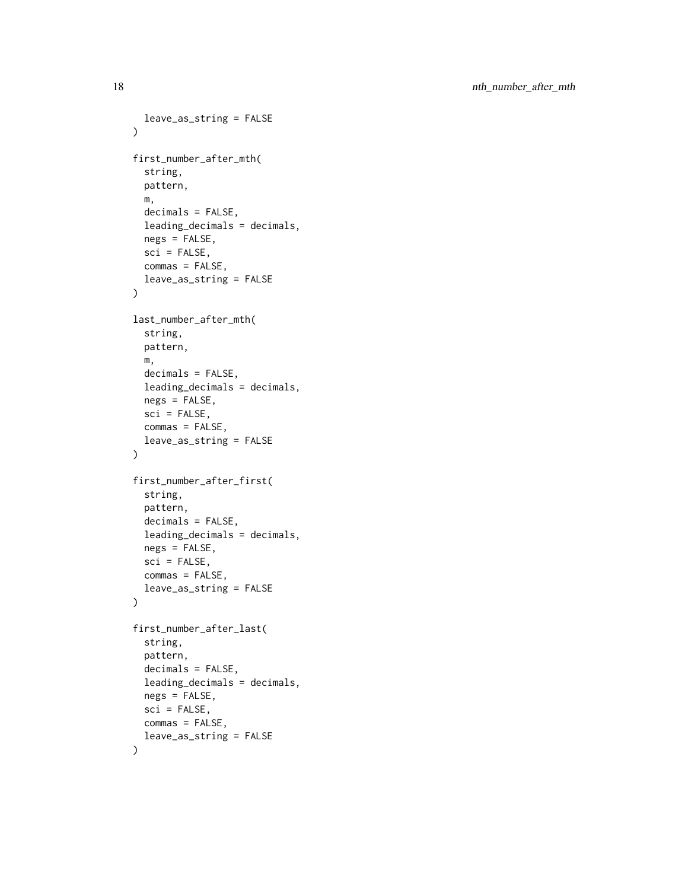```
  leave_as_string = FALSE
)

first_number_after_mth(
  string,
  pattern,
  m,
  decimals = FALSE,
  leading_decimals = decimals,
  negs = FALSE,
  sci = FALSE,
  commas = FALSE,
  leave_as_string = FALSE
)

last_number_after_mth(
  string,
  pattern,
  m,
  decimals = FALSE,
  leading_decimals = decimals,
  negs = FALSE,
  sci = FALSE,
  commas = FALSE,
  leave_as_string = FALSE
)

first_number_after_first(
  string,
  pattern,
  decimals = FALSE,
  leading_decimals = decimals,
  negs = FALSE,
  sci = FALSE,
  commas = FALSE,
  leave_as_string = FALSE
)

first_number_after_last(
  string,
  pattern,
  decimals = FALSE,
  leading_decimals = decimals,
  negs = FALSE,
  sci = FALSE,
  commas = FALSE,
  leave_as_string = FALSE
)
```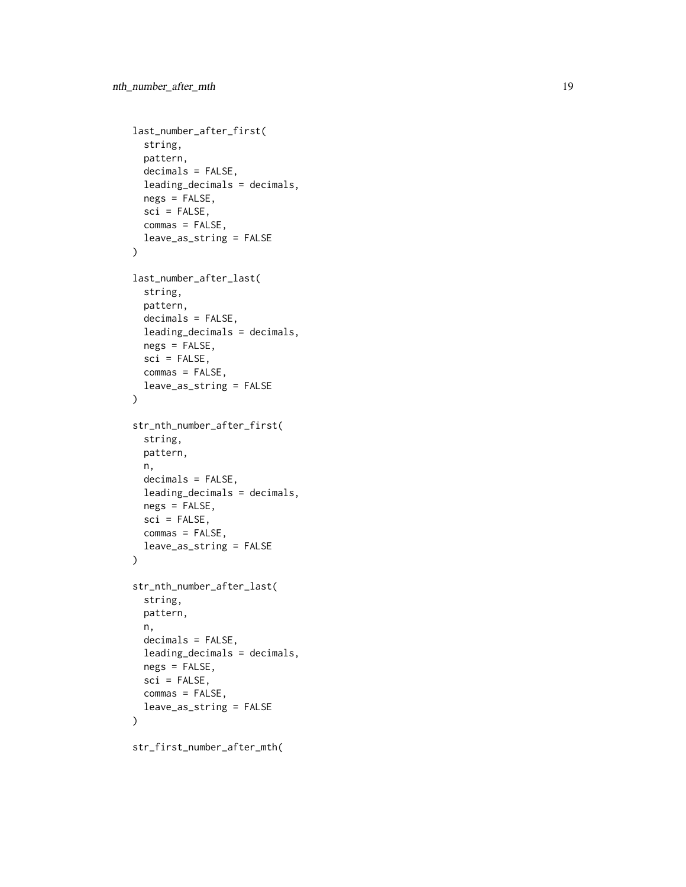```
last_number_after_first(
  string,
  pattern,
  decimals = FALSE,
  leading_decimals = decimals,
  negs = FALSE,
  sci = FALSE,
  commas = FALSE,
  leave_as_string = FALSE
)

last_number_after_last(
  string,
  pattern,
  decimals = FALSE,
  leading_decimals = decimals,
  negs = FALSE,
  sci = FALSE,
  commas = FALSE,
  leave_as_string = FALSE
)

str_nth_number_after_first(
  string,
  pattern,
  n,
  decimals = FALSE,
  leading_decimals = decimals,
  negs = FALSE,
  sci = FALSE,
  commas = FALSE,
  leave_as_string = FALSE
)

str_nth_number_after_last(
  string,
  pattern,
  n,
  decimals = FALSE,
  leading_decimals = decimals,
  negs = FALSE,
  sci = FALSE,
  commas = FALSE,
  leave_as_string = FALSE
)

str_first_number_after_mth(
```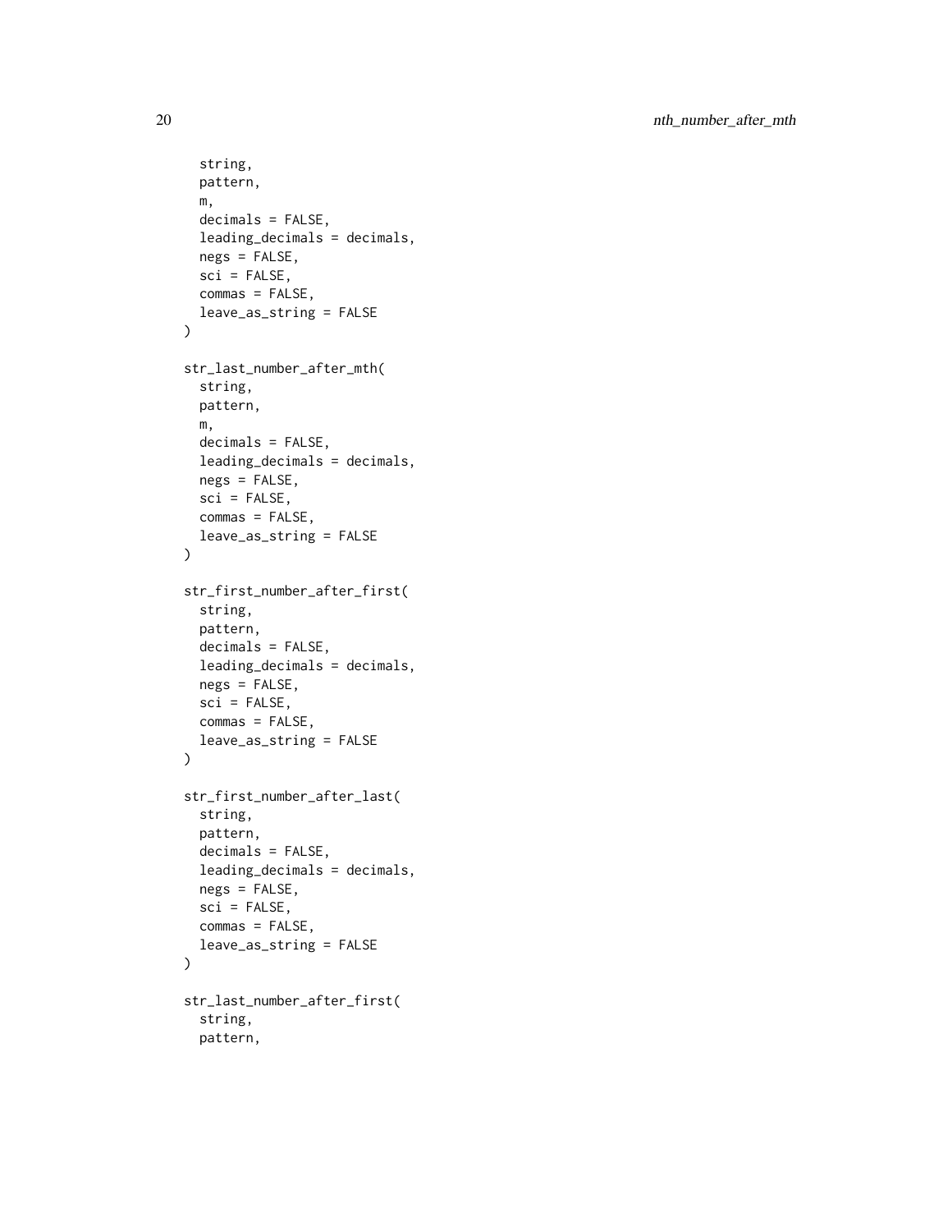```
  string,
  pattern,
  m,
  decimals = FALSE,
  leading_decimals = decimals,
  negs = FALSE,
  sci = FALSE,
  commas = FALSE,
  leave_as_string = FALSE
)

str_last_number_after_mth(
  string,
  pattern,
  m,
  decimals = FALSE,
  leading_decimals = decimals,
  negs = FALSE,
  sci = FALSE,
  commas = FALSE,
  leave_as_string = FALSE
)

str_first_number_after_first(
  string,
  pattern,
  decimals = FALSE,
  leading_decimals = decimals,
  negs = FALSE,
  sci = FALSE,
  commas = FALSE,
  leave_as_string = FALSE
)

str_first_number_after_last(
  string,
  pattern,
  decimals = FALSE,
  leading_decimals = decimals,
  negs = FALSE,
  sci = FALSE,
  commas = FALSE,
  leave_as_string = FALSE
)

str_last_number_after_first(
  string,
  pattern,
```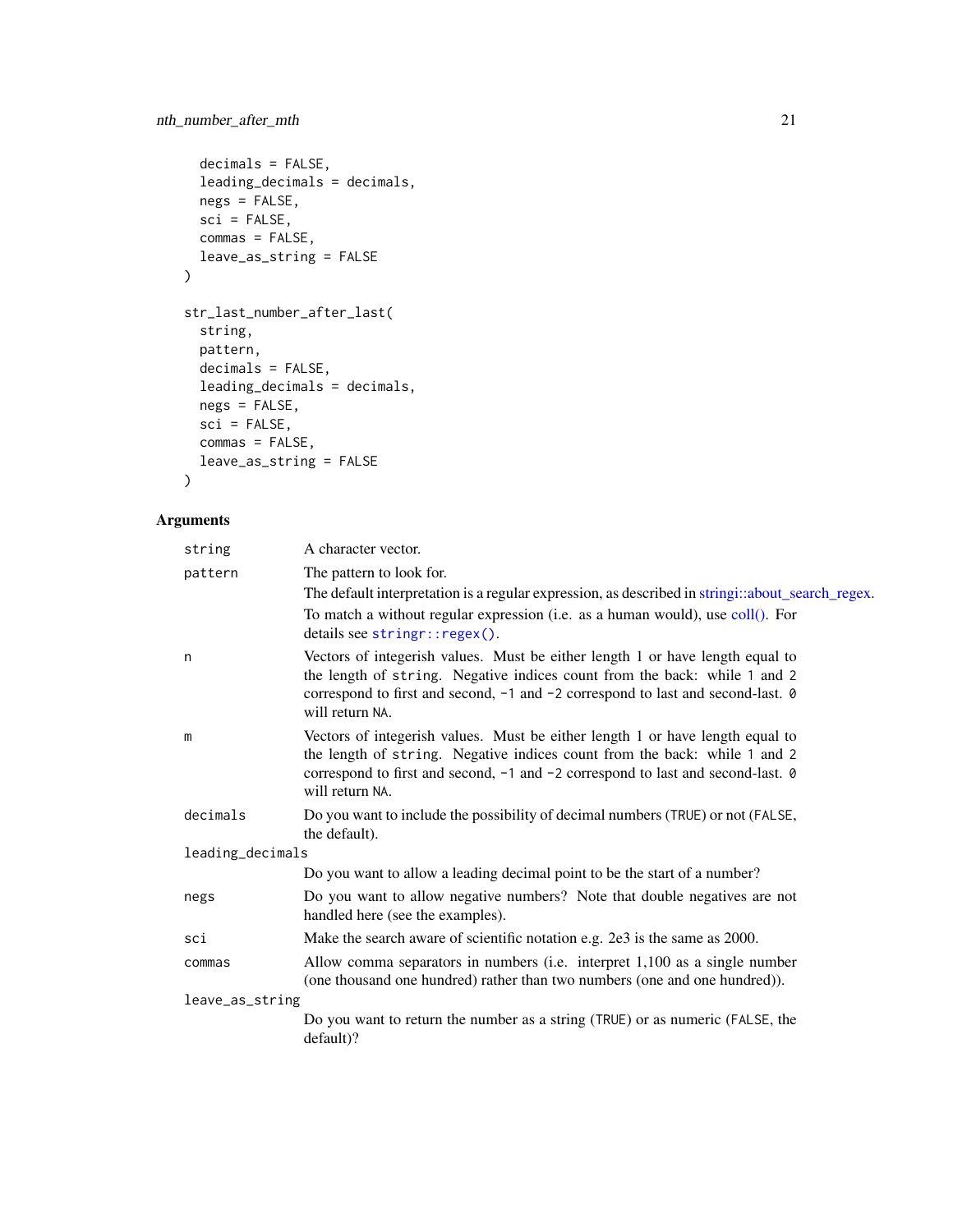```
  decimals = FALSE,
  leading_decimals = decimals,
  negs = FALSE,
  sci = FALSE,
  commas = FALSE,
  leave_as_string = FALSE
)

str_last_number_after_last(
  string,
  pattern,
  decimals = FALSE,
  leading_decimals = decimals,
  negs = FALSE,
  sci = FALSE,
  commas = FALSE,
  leave_as_string = FALSE
)
```

## Arguments

| | |
|---|---|
| `string` | A character vector. |
| `pattern` | The pattern to look for. The default interpretation is a regular expression, as described in stringi::about_search_regex. To match a without regular expression (i.e. as a human would), use coll(). For details see `stringr::regex()`. |
| `n` | Vectors of integerish values. Must be either length 1 or have length equal to the length of `string`. Negative indices count from the back: while `1` and `2` correspond to first and second, `-1` and `-2` correspond to last and second-last. `0` will return `NA`. |
| `m` | Vectors of integerish values. Must be either length 1 or have length equal to the length of `string`. Negative indices count from the back: while `1` and `2` correspond to first and second, `-1` and `-2` correspond to last and second-last. `0` will return `NA`. |
| `decimals` | Do you want to include the possibility of decimal numbers (`TRUE`) or not (`FALSE`, the default). |
| `leading_decimals` | Do you want to allow a leading decimal point to be the start of a number? |
| `negs` | Do you want to allow negative numbers? Note that double negatives are not handled here (see the examples). |
| `sci` | Make the search aware of scientific notation e.g. 2e3 is the same as 2000. |
| `commas` | Allow comma separators in numbers (i.e. interpret 1,100 as a single number (one thousand one hundred) rather than two numbers (one and one hundred)). |
| `leave_as_string` | Do you want to return the number as a string (`TRUE`) or as numeric (`FALSE`, the default)? |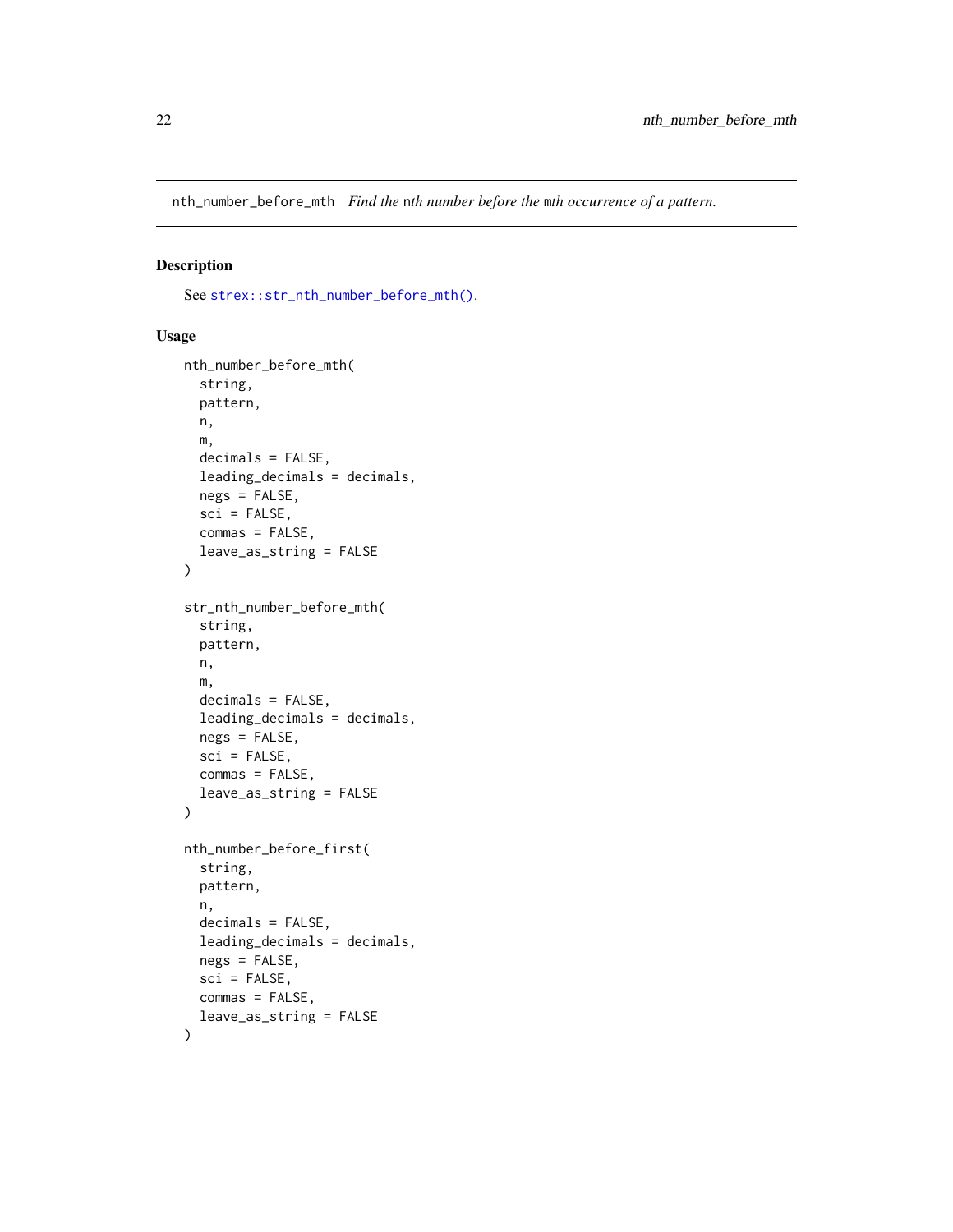nth_number_before_mth    *Find the* nth *number before the* mth *occurrence of a pattern.*

## Description

See `strex::str_nth_number_before_mth()`.

## Usage

```
nth_number_before_mth(
  string,
  pattern,
  n,
  m,
  decimals = FALSE,
  leading_decimals = decimals,
  negs = FALSE,
  sci = FALSE,
  commas = FALSE,
  leave_as_string = FALSE
)

str_nth_number_before_mth(
  string,
  pattern,
  n,
  m,
  decimals = FALSE,
  leading_decimals = decimals,
  negs = FALSE,
  sci = FALSE,
  commas = FALSE,
  leave_as_string = FALSE
)

nth_number_before_first(
  string,
  pattern,
  n,
  decimals = FALSE,
  leading_decimals = decimals,
  negs = FALSE,
  sci = FALSE,
  commas = FALSE,
  leave_as_string = FALSE
)
```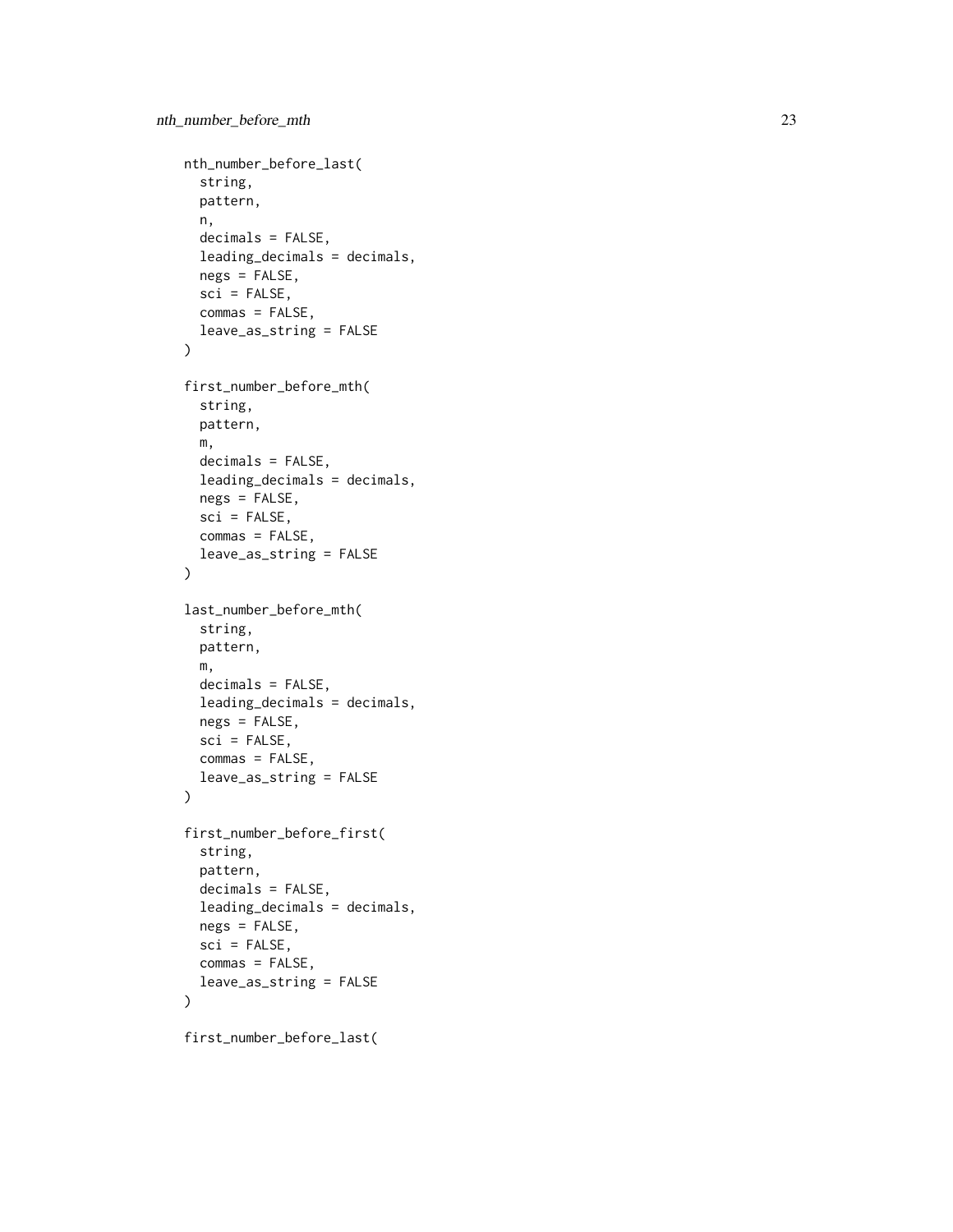```
nth_number_before_last(
  string,
  pattern,
  n,
  decimals = FALSE,
  leading_decimals = decimals,
  negs = FALSE,
  sci = FALSE,
  commas = FALSE,
  leave_as_string = FALSE
)

first_number_before_mth(
  string,
  pattern,
  m,
  decimals = FALSE,
  leading_decimals = decimals,
  negs = FALSE,
  sci = FALSE,
  commas = FALSE,
  leave_as_string = FALSE
)

last_number_before_mth(
  string,
  pattern,
  m,
  decimals = FALSE,
  leading_decimals = decimals,
  negs = FALSE,
  sci = FALSE,
  commas = FALSE,
  leave_as_string = FALSE
)

first_number_before_first(
  string,
  pattern,
  decimals = FALSE,
  leading_decimals = decimals,
  negs = FALSE,
  sci = FALSE,
  commas = FALSE,
  leave_as_string = FALSE
)

first_number_before_last(
```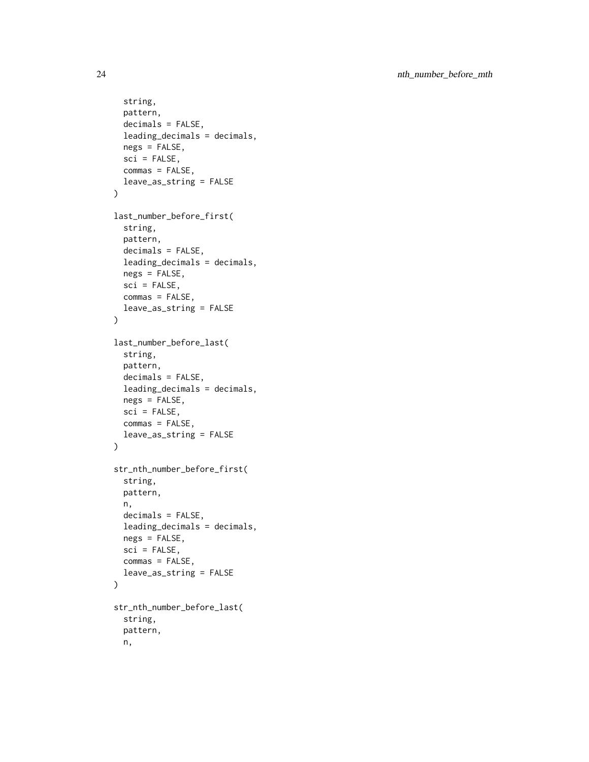```
  string,
  pattern,
  decimals = FALSE,
  leading_decimals = decimals,
  negs = FALSE,
  sci = FALSE,
  commas = FALSE,
  leave_as_string = FALSE
)

last_number_before_first(
  string,
  pattern,
  decimals = FALSE,
  leading_decimals = decimals,
  negs = FALSE,
  sci = FALSE,
  commas = FALSE,
  leave_as_string = FALSE
)

last_number_before_last(
  string,
  pattern,
  decimals = FALSE,
  leading_decimals = decimals,
  negs = FALSE,
  sci = FALSE,
  commas = FALSE,
  leave_as_string = FALSE
)

str_nth_number_before_first(
  string,
  pattern,
  n,
  decimals = FALSE,
  leading_decimals = decimals,
  negs = FALSE,
  sci = FALSE,
  commas = FALSE,
  leave_as_string = FALSE
)

str_nth_number_before_last(
  string,
  pattern,
  n,
```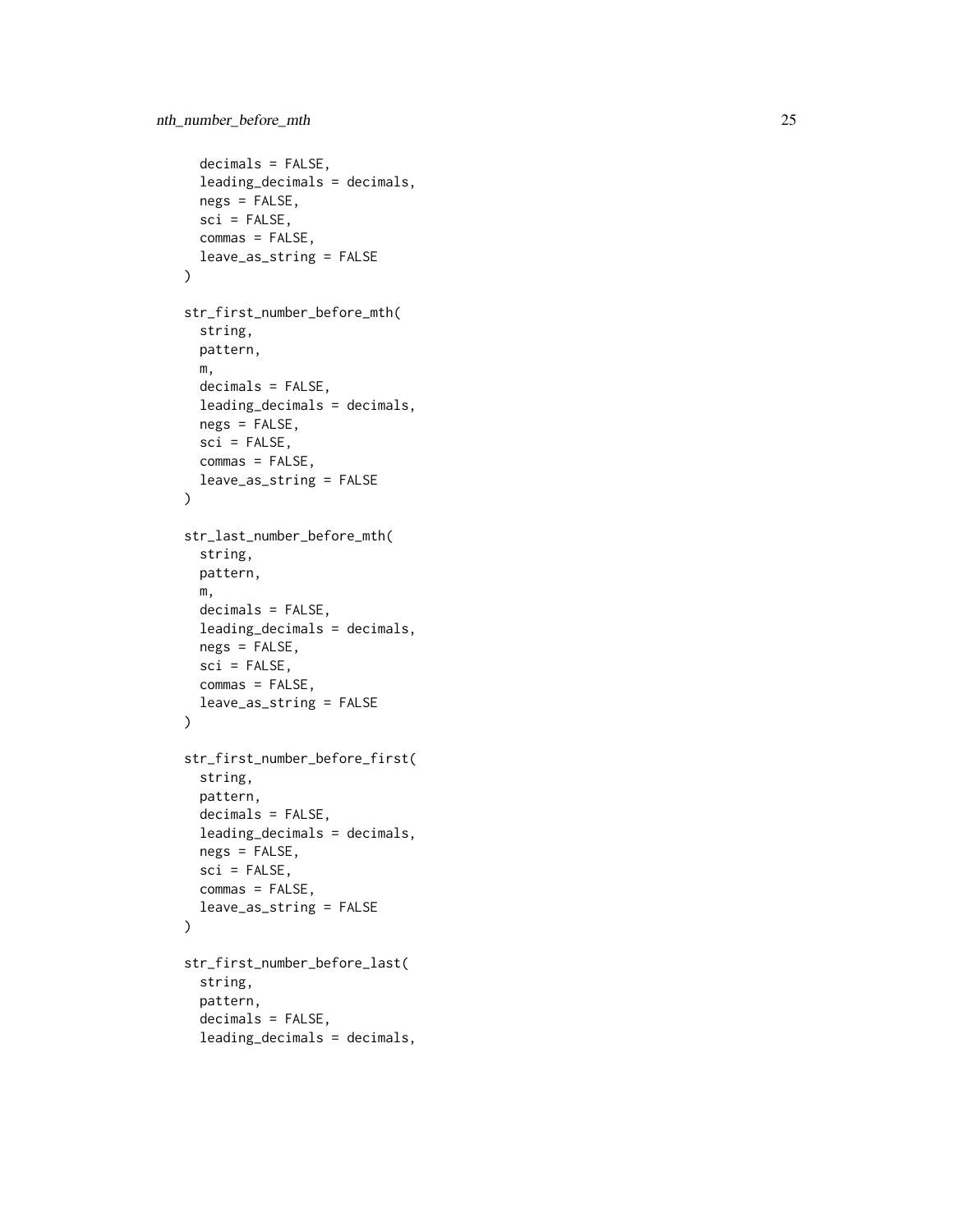```
  decimals = FALSE,
  leading_decimals = decimals,
  negs = FALSE,
  sci = FALSE,
  commas = FALSE,
  leave_as_string = FALSE
)

str_first_number_before_mth(
  string,
  pattern,
  m,
  decimals = FALSE,
  leading_decimals = decimals,
  negs = FALSE,
  sci = FALSE,
  commas = FALSE,
  leave_as_string = FALSE
)

str_last_number_before_mth(
  string,
  pattern,
  m,
  decimals = FALSE,
  leading_decimals = decimals,
  negs = FALSE,
  sci = FALSE,
  commas = FALSE,
  leave_as_string = FALSE
)

str_first_number_before_first(
  string,
  pattern,
  decimals = FALSE,
  leading_decimals = decimals,
  negs = FALSE,
  sci = FALSE,
  commas = FALSE,
  leave_as_string = FALSE
)

str_first_number_before_last(
  string,
  pattern,
  decimals = FALSE,
  leading_decimals = decimals,
```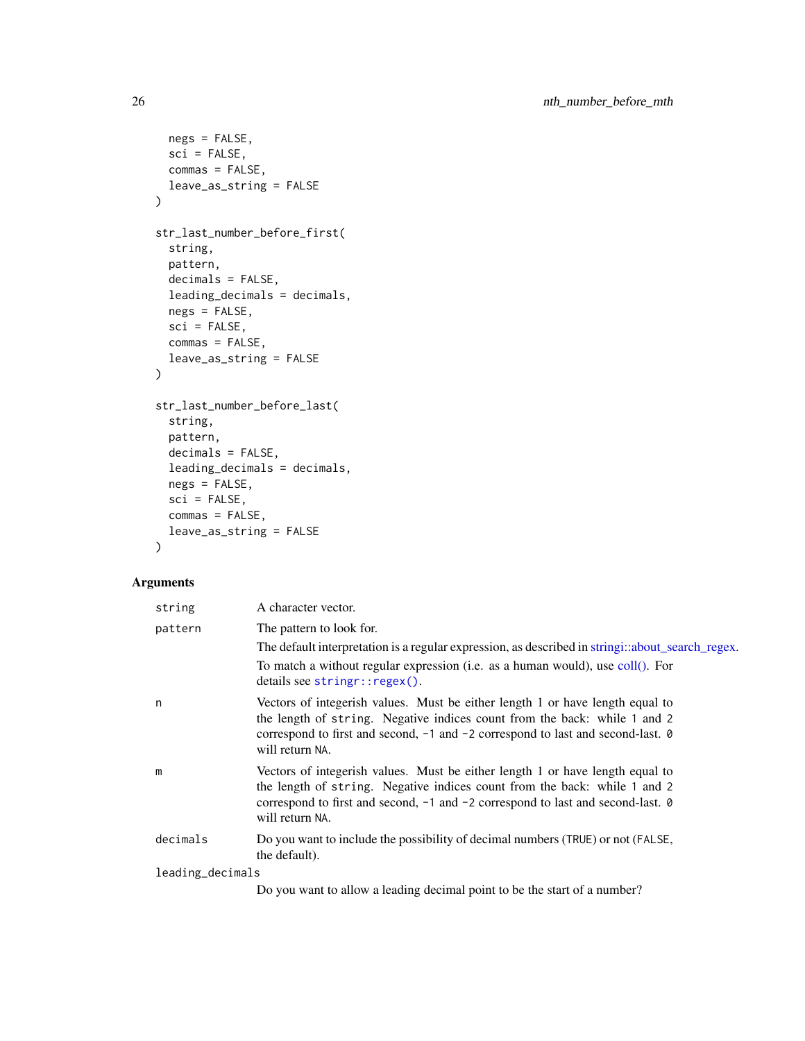```
  negs = FALSE,
  sci = FALSE,
  commas = FALSE,
  leave_as_string = FALSE
)

str_last_number_before_first(
  string,
  pattern,
  decimals = FALSE,
  leading_decimals = decimals,
  negs = FALSE,
  sci = FALSE,
  commas = FALSE,
  leave_as_string = FALSE
)

str_last_number_before_last(
  string,
  pattern,
  decimals = FALSE,
  leading_decimals = decimals,
  negs = FALSE,
  sci = FALSE,
  commas = FALSE,
  leave_as_string = FALSE
)
```

## Arguments

`string` A character vector.

`pattern` The pattern to look for.

The default interpretation is a regular expression, as described in stringi::about_search_regex.

To match a without regular expression (i.e. as a human would), use coll(). For details see `stringr::regex()`.

`n` Vectors of integerish values. Must be either length 1 or have length equal to the length of `string`. Negative indices count from the back: while `1` and `2` correspond to first and second, `-1` and `-2` correspond to last and second-last. `0` will return `NA`.

`m` Vectors of integerish values. Must be either length 1 or have length equal to the length of `string`. Negative indices count from the back: while `1` and `2` correspond to first and second, `-1` and `-2` correspond to last and second-last. `0` will return `NA`.

`decimals` Do you want to include the possibility of decimal numbers (`TRUE`) or not (`FALSE`, the default).

`leading_decimals` Do you want to allow a leading decimal point to be the start of a number?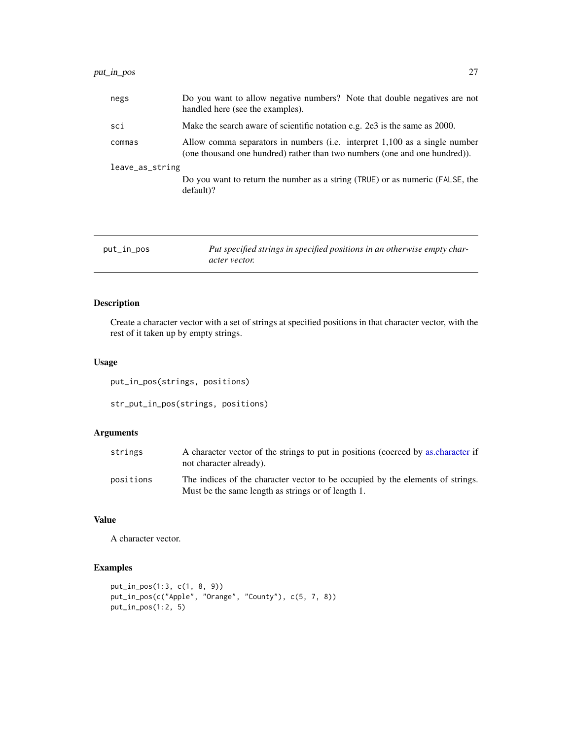| | |
|---|---|
| `negs` | Do you want to allow negative numbers? Note that double negatives are not handled here (see the examples). |
| `sci` | Make the search aware of scientific notation e.g. 2e3 is the same as 2000. |
| `commas` | Allow comma separators in numbers (i.e. interpret 1,100 as a single number (one thousand one hundred) rather than two numbers (one and one hundred)). |
| `leave_as_string` | Do you want to return the number as a string (`TRUE`) or as numeric (`FALSE`, the default)? |

---

## put_in_pos — *Put specified strings in specified positions in an otherwise empty character vector.*

---

### Description

Create a character vector with a set of strings at specified positions in that character vector, with the rest of it taken up by empty strings.

### Usage

```
put_in_pos(strings, positions)

str_put_in_pos(strings, positions)
```

### Arguments

| | |
|---|---|
| `strings` | A character vector of the strings to put in positions (coerced by as.character if not character already). |
| `positions` | The indices of the character vector to be occupied by the elements of strings. Must be the same length as strings or of length 1. |

### Value

A character vector.

### Examples

```
put_in_pos(1:3, c(1, 8, 9))
put_in_pos(c("Apple", "Orange", "County"), c(5, 7, 8))
put_in_pos(1:2, 5)
```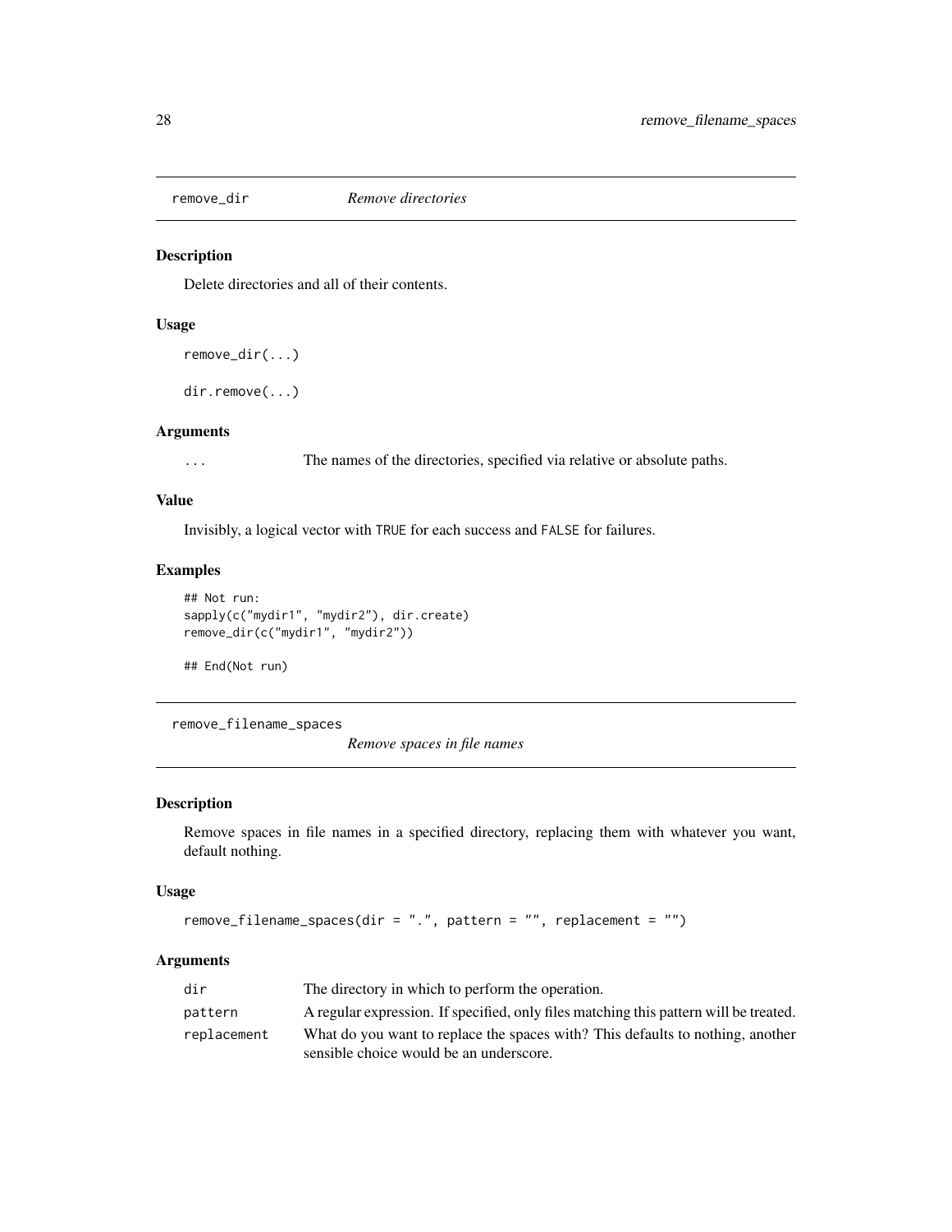## remove_dir *Remove directories*

### Description

Delete directories and all of their contents.

### Usage

```
remove_dir(...)

dir.remove(...)
```

### Arguments

| | |
|---|---|
| ... | The names of the directories, specified via relative or absolute paths. |

### Value

Invisibly, a logical vector with TRUE for each success and FALSE for failures.

### Examples

```
## Not run:
sapply(c("mydir1", "mydir2"), dir.create)
remove_dir(c("mydir1", "mydir2"))

## End(Not run)
```

## remove_filename_spaces *Remove spaces in file names*

### Description

Remove spaces in file names in a specified directory, replacing them with whatever you want, default nothing.

### Usage

```
remove_filename_spaces(dir = ".", pattern = "", replacement = "")
```

### Arguments

| | |
|---|---|
| dir | The directory in which to perform the operation. |
| pattern | A regular expression. If specified, only files matching this pattern will be treated. |
| replacement | What do you want to replace the spaces with? This defaults to nothing, another sensible choice would be an underscore. |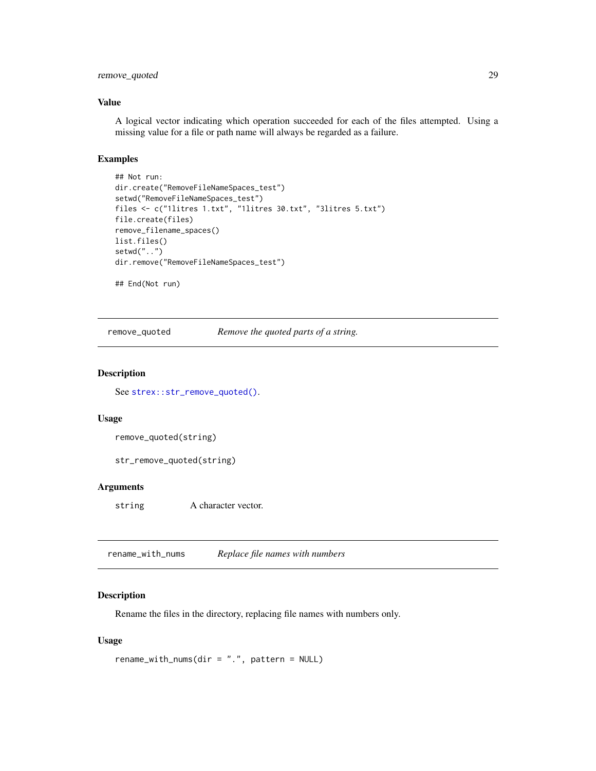### Value

A logical vector indicating which operation succeeded for each of the files attempted. Using a missing value for a file or path name will always be regarded as a failure.

### Examples

```
## Not run:
dir.create("RemoveFileNameSpaces_test")
setwd("RemoveFileNameSpaces_test")
files <- c("1litres 1.txt", "1litres 30.txt", "3litres 5.txt")
file.create(files)
remove_filename_spaces()
list.files()
setwd("..")
dir.remove("RemoveFileNameSpaces_test")

## End(Not run)
```

---

## remove_quoted &nbsp;&nbsp;&nbsp; *Remove the quoted parts of a string.*

---

### Description

See `strex::str_remove_quoted()`.

### Usage

```
remove_quoted(string)

str_remove_quoted(string)
```

### Arguments

| | |
|---|---|
| `string` | A character vector. |

---

## rename_with_nums &nbsp;&nbsp;&nbsp; *Replace file names with numbers*

---

### Description

Rename the files in the directory, replacing file names with numbers only.

### Usage

```
rename_with_nums(dir = ".", pattern = NULL)
```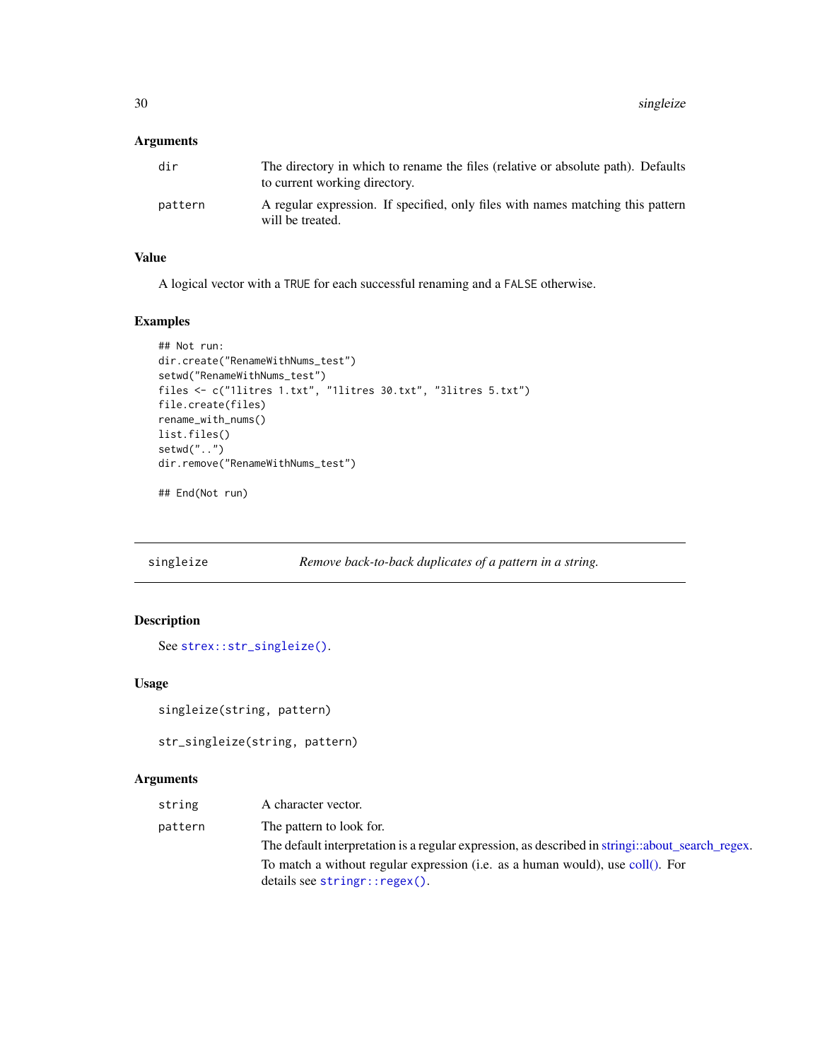### Arguments

| | |
|---|---|
| `dir` | The directory in which to rename the files (relative or absolute path). Defaults to current working directory. |
| `pattern` | A regular expression. If specified, only files with names matching this pattern will be treated. |

### Value

A logical vector with a `TRUE` for each successful renaming and a `FALSE` otherwise.

### Examples

```
## Not run:
dir.create("RenameWithNums_test")
setwd("RenameWithNums_test")
files <- c("1litres 1.txt", "1litres 30.txt", "3litres 5.txt")
file.create(files)
rename_with_nums()
list.files()
setwd("..")
dir.remove("RenameWithNums_test")

## End(Not run)
```

---

## singleize — *Remove back-to-back duplicates of a pattern in a string.*

---

### Description

See `strex::str_singleize()`.

### Usage

```
singleize(string, pattern)

str_singleize(string, pattern)
```

### Arguments

| | |
|---|---|
| `string` | A character vector. |
| `pattern` | The pattern to look for.<br>The default interpretation is a regular expression, as described in stringi::about_search_regex.<br>To match a without regular expression (i.e. as a human would), use coll(). For details see `stringr::regex()`. |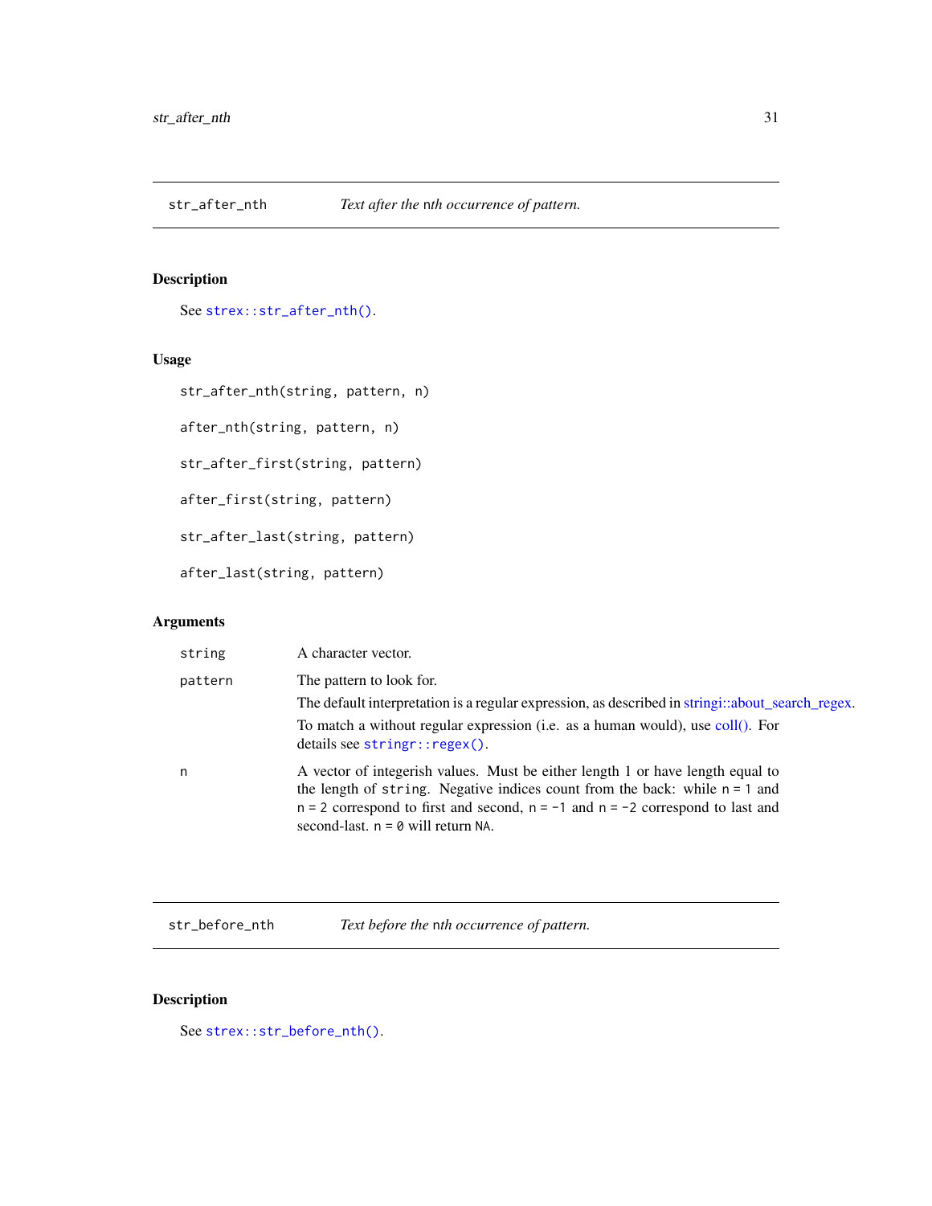## str_after_nth — *Text after the nth occurrence of pattern.*

### Description

See `strex::str_after_nth()`.

### Usage

```
str_after_nth(string, pattern, n)

after_nth(string, pattern, n)

str_after_first(string, pattern)

after_first(string, pattern)

str_after_last(string, pattern)

after_last(string, pattern)
```

### Arguments

| | |
|---|---|
| `string` | A character vector. |
| `pattern` | The pattern to look for. <br> The default interpretation is a regular expression, as described in stringi::about_search_regex. <br> To match a without regular expression (i.e. as a human would), use coll(). For details see `stringr::regex()`. |
| `n` | A vector of integerish values. Must be either length 1 or have length equal to the length of `string`. Negative indices count from the back: while `n = 1` and `n = 2` correspond to first and second, `n = -1` and `n = -2` correspond to last and second-last. `n = 0` will return `NA`. |

## str_before_nth — *Text before the nth occurrence of pattern.*

### Description

See `strex::str_before_nth()`.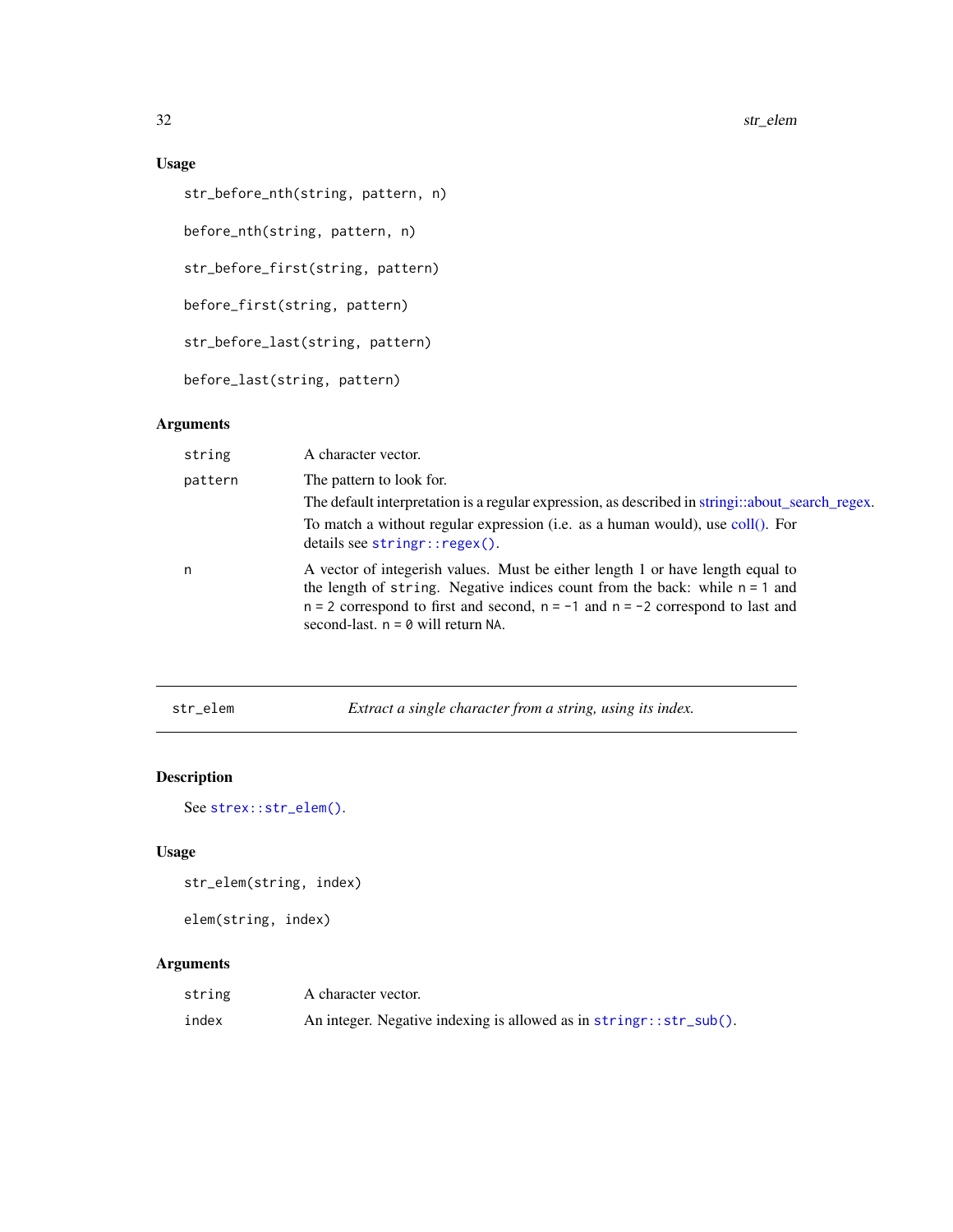### Usage

```
str_before_nth(string, pattern, n)

before_nth(string, pattern, n)

str_before_first(string, pattern)

before_first(string, pattern)

str_before_last(string, pattern)

before_last(string, pattern)
```

### Arguments

| | |
|---|---|
| `string` | A character vector. |
| `pattern` | The pattern to look for.<br>The default interpretation is a regular expression, as described in stringi::about_search_regex.<br>To match a without regular expression (i.e. as a human would), use coll(). For details see `stringr::regex()`. |
| `n` | A vector of integerish values. Must be either length 1 or have length equal to the length of `string`. Negative indices count from the back: while `n = 1` and `n = 2` correspond to first and second, `n = -1` and `n = -2` correspond to last and second-last. `n = 0` will return `NA`. |

---

## str_elem — *Extract a single character from a string, using its index.*

### Description

See `strex::str_elem()`.

### Usage

```
str_elem(string, index)

elem(string, index)
```

### Arguments

| | |
|---|---|
| `string` | A character vector. |
| `index` | An integer. Negative indexing is allowed as in `stringr::str_sub()`. |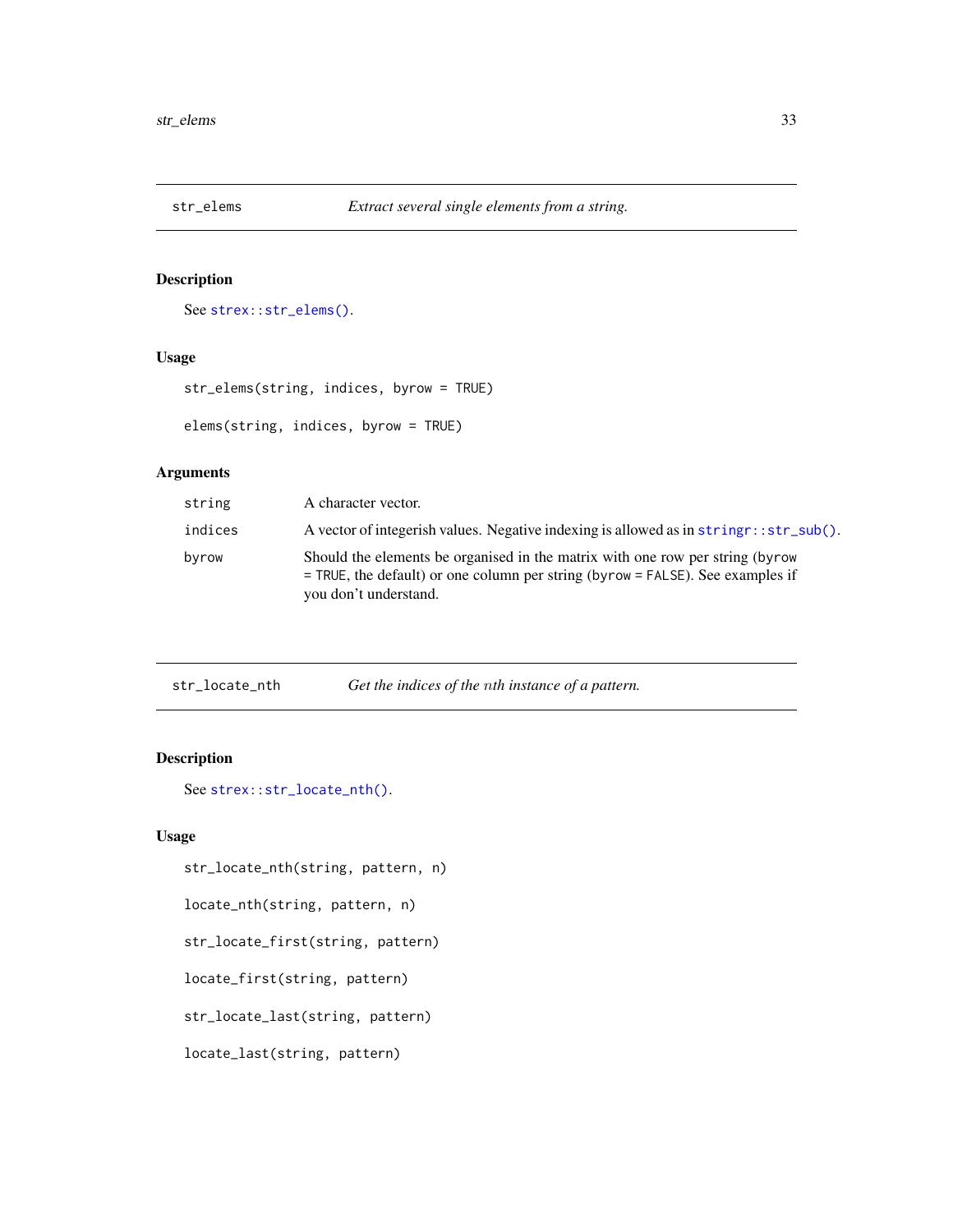## str_elems — *Extract several single elements from a string.*

### Description

See `strex::str_elems()`.

### Usage

```
str_elems(string, indices, byrow = TRUE)

elems(string, indices, byrow = TRUE)
```

### Arguments

| | |
|---|---|
| `string` | A character vector. |
| `indices` | A vector of integerish values. Negative indexing is allowed as in `stringr::str_sub()`. |
| `byrow` | Should the elements be organised in the matrix with one row per string (`byrow = TRUE`, the default) or one column per string (`byrow = FALSE`). See examples if you don't understand. |

## str_locate_nth — *Get the indices of the $n$th instance of a pattern.*

### Description

See `strex::str_locate_nth()`.

### Usage

```
str_locate_nth(string, pattern, n)

locate_nth(string, pattern, n)

str_locate_first(string, pattern)

locate_first(string, pattern)

str_locate_last(string, pattern)

locate_last(string, pattern)
```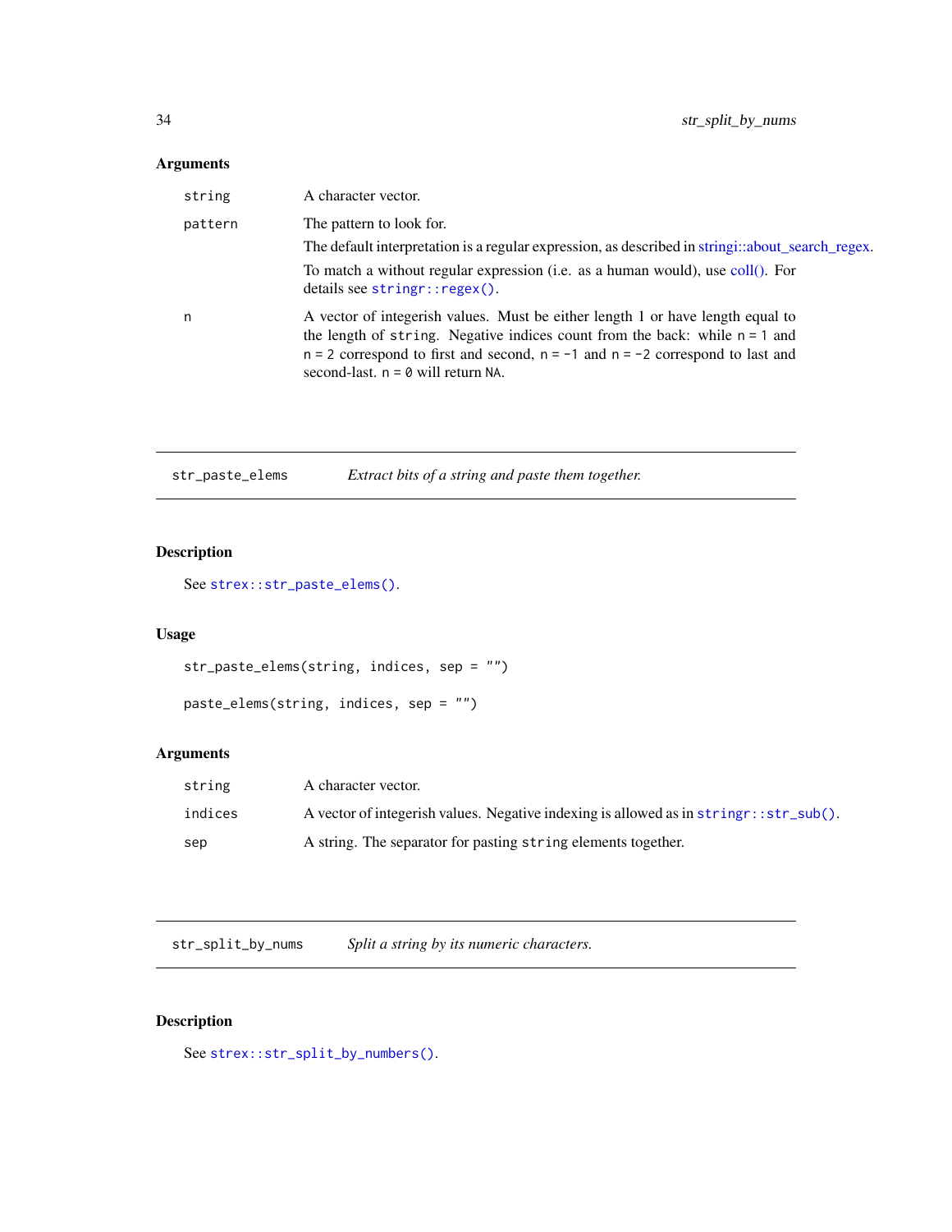### Arguments

| | |
|---|---|
| `string` | A character vector. |
| `pattern` | The pattern to look for. The default interpretation is a regular expression, as described in stringi::about_search_regex. To match a without regular expression (i.e. as a human would), use coll(). For details see `stringr::regex()`. |
| `n` | A vector of integerish values. Must be either length 1 or have length equal to the length of `string`. Negative indices count from the back: while `n = 1` and `n = 2` correspond to first and second, `n = -1` and `n = -2` correspond to last and second-last. `n = 0` will return `NA`. |

---

## `str_paste_elems` *Extract bits of a string and paste them together.*

---

### Description

See `strex::str_paste_elems()`.

### Usage

```
str_paste_elems(string, indices, sep = "")

paste_elems(string, indices, sep = "")
```

### Arguments

| | |
|---|---|
| `string` | A character vector. |
| `indices` | A vector of integerish values. Negative indexing is allowed as in `stringr::str_sub()`. |
| `sep` | A string. The separator for pasting `string` elements together. |

---

## `str_split_by_nums` *Split a string by its numeric characters.*

---

### Description

See `strex::str_split_by_numbers()`.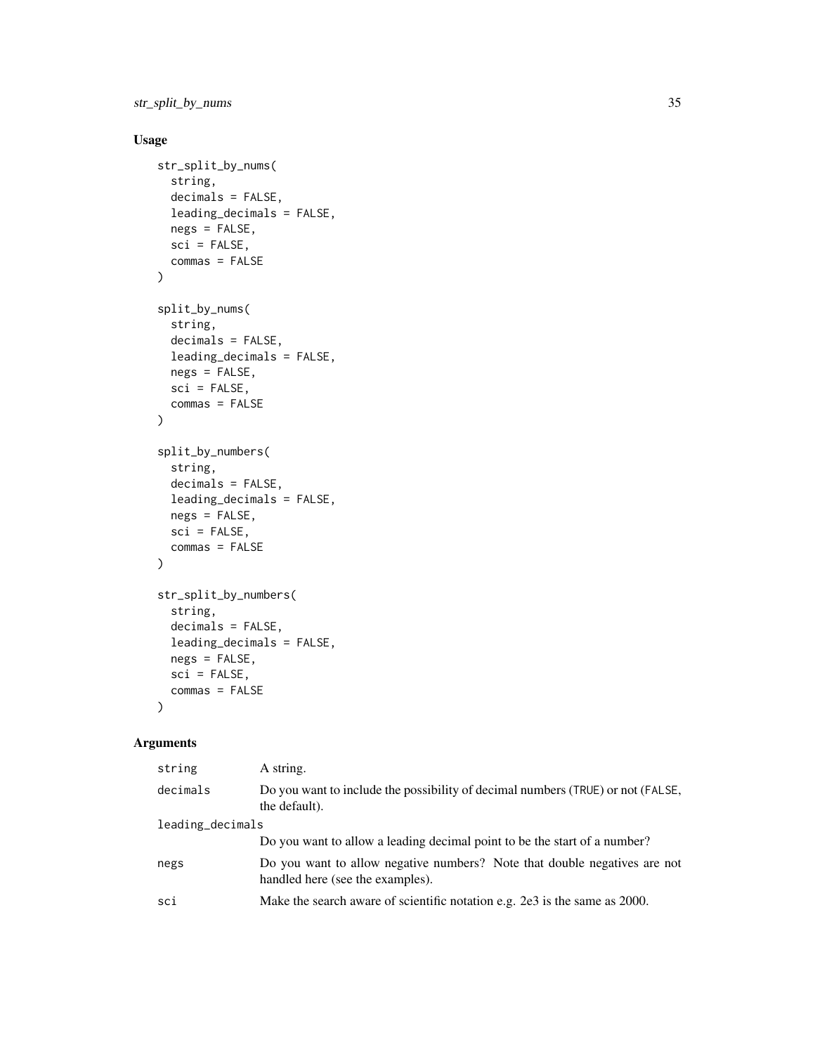## Usage

```
str_split_by_nums(
  string,
  decimals = FALSE,
  leading_decimals = FALSE,
  negs = FALSE,
  sci = FALSE,
  commas = FALSE
)

split_by_nums(
  string,
  decimals = FALSE,
  leading_decimals = FALSE,
  negs = FALSE,
  sci = FALSE,
  commas = FALSE
)

split_by_numbers(
  string,
  decimals = FALSE,
  leading_decimals = FALSE,
  negs = FALSE,
  sci = FALSE,
  commas = FALSE
)

str_split_by_numbers(
  string,
  decimals = FALSE,
  leading_decimals = FALSE,
  negs = FALSE,
  sci = FALSE,
  commas = FALSE
)
```

## Arguments

| | |
|---|---|
| `string` | A string. |
| `decimals` | Do you want to include the possibility of decimal numbers (`TRUE`) or not (`FALSE`, the default). |
| `leading_decimals` | Do you want to allow a leading decimal point to be the start of a number? |
| `negs` | Do you want to allow negative numbers? Note that double negatives are not handled here (see the examples). |
| `sci` | Make the search aware of scientific notation e.g. 2e3 is the same as 2000. |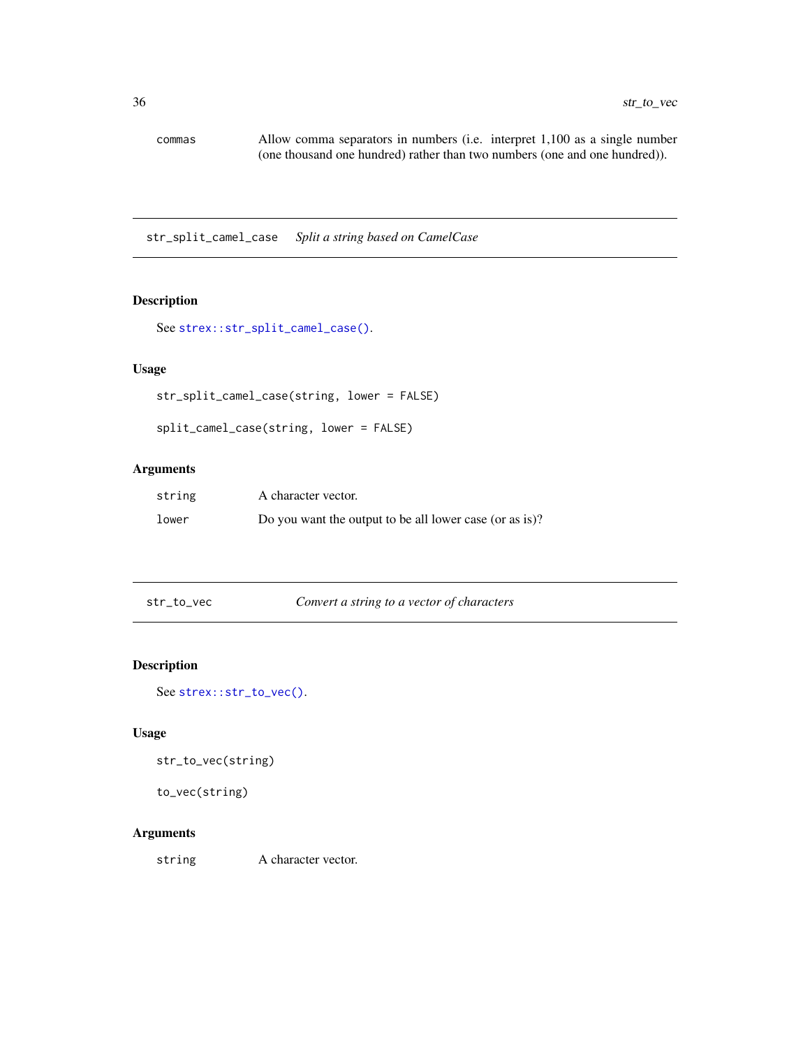| | |
|---|---|
| commas | Allow comma separators in numbers (i.e. interpret 1,100 as a single number (one thousand one hundred) rather than two numbers (one and one hundred)). |

---

## str_split_camel_case — *Split a string based on CamelCase*

### Description

See `strex::str_split_camel_case()`.

### Usage

```
str_split_camel_case(string, lower = FALSE)

split_camel_case(string, lower = FALSE)
```

### Arguments

| | |
|---|---|
| string | A character vector. |
| lower | Do you want the output to be all lower case (or as is)? |

---

## str_to_vec — *Convert a string to a vector of characters*

### Description

See `strex::str_to_vec()`.

### Usage

```
str_to_vec(string)

to_vec(string)
```

### Arguments

| | |
|---|---|
| string | A character vector. |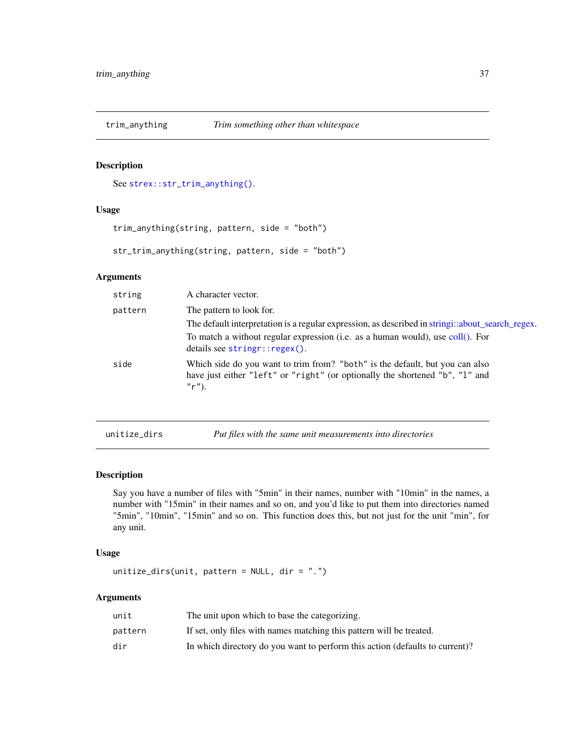## trim_anything — *Trim something other than whitespace*

### Description

See `strex::str_trim_anything()`.

### Usage

```
trim_anything(string, pattern, side = "both")

str_trim_anything(string, pattern, side = "both")
```

### Arguments

| | |
|---|---|
| `string` | A character vector. |
| `pattern` | The pattern to look for.<br>The default interpretation is a regular expression, as described in stringi::about_search_regex.<br>To match a without regular expression (i.e. as a human would), use coll(). For details see `stringr::regex()`. |
| `side` | Which side do you want to trim from? `"both"` is the default, but you can also have just either `"left"` or `"right"` (or optionally the shortened `"b"`, `"l"` and `"r"`). |

## unitize_dirs — *Put files with the same unit measurements into directories*

### Description

Say you have a number of files with "5min" in their names, number with "10min" in the names, a number with "15min" in their names and so on, and you'd like to put them into directories named "5min", "10min", "15min" and so on. This function does this, but not just for the unit "min", for any unit.

### Usage

```
unitize_dirs(unit, pattern = NULL, dir = ".")
```

### Arguments

| | |
|---|---|
| `unit` | The unit upon which to base the categorizing. |
| `pattern` | If set, only files with names matching this pattern will be treated. |
| `dir` | In which directory do you want to perform this action (defaults to current)? |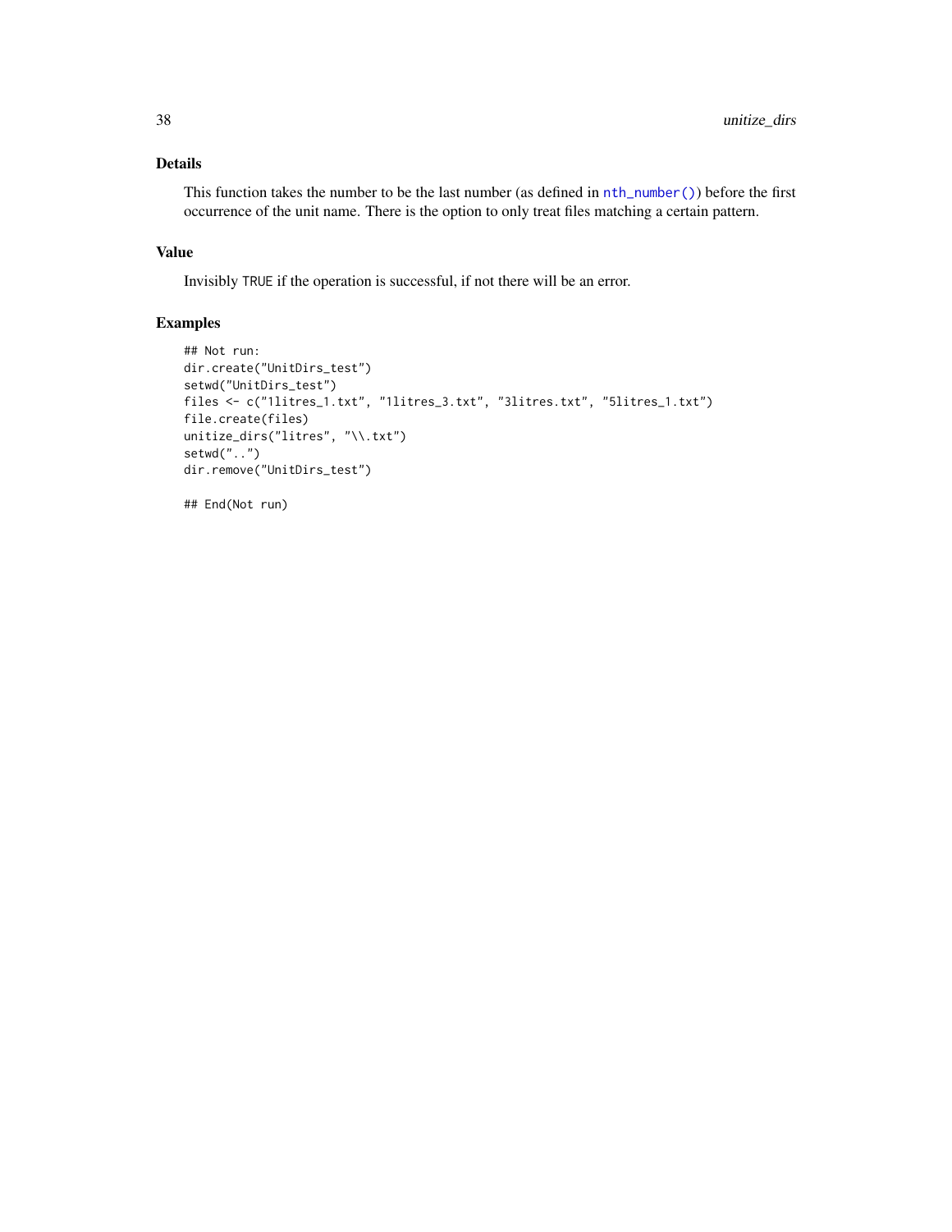## Details

This function takes the number to be the last number (as defined in `nth_number()`) before the first occurrence of the unit name. There is the option to only treat files matching a certain pattern.

## Value

Invisibly `TRUE` if the operation is successful, if not there will be an error.

## Examples

```
## Not run:
dir.create("UnitDirs_test")
setwd("UnitDirs_test")
files <- c("1litres_1.txt", "1litres_3.txt", "3litres.txt", "5litres_1.txt")
file.create(files)
unitize_dirs("litres", "\\.txt")
setwd("..")
dir.remove("UnitDirs_test")

## End(Not run)
```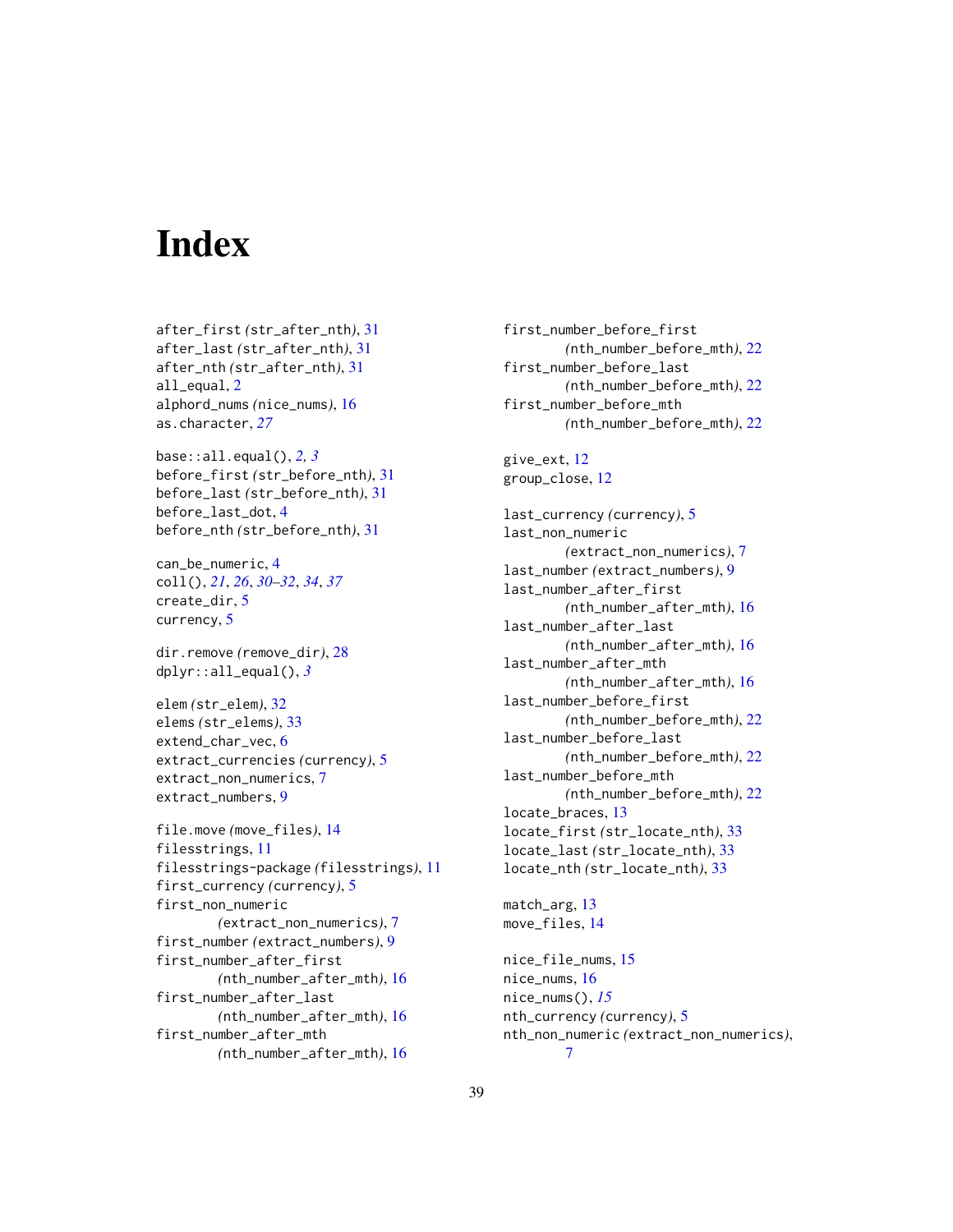# Index

after_first (str_after_nth), 31
after_last (str_after_nth), 31
after_nth (str_after_nth), 31
all_equal, 2
alphord_nums (nice_nums), 16
as.character, *27*

base::all.equal(), *2, 3*
before_first (str_before_nth), 31
before_last (str_before_nth), 31
before_last_dot, 4
before_nth (str_before_nth), 31

can_be_numeric, 4
coll(), *21*, *26*, *30–32*, *34*, *37*
create_dir, 5
currency, 5

dir.remove (remove_dir), 28
dplyr::all_equal(), *3*

elem (str_elem), 32
elems (str_elems), 33
extend_char_vec, 6
extract_currencies (currency), 5
extract_non_numerics, 7
extract_numbers, 9

file.move (move_files), 14
filesstrings, 11
filesstrings-package (filesstrings), 11
first_currency (currency), 5
first_non_numeric (extract_non_numerics), 7
first_number (extract_numbers), 9
first_number_after_first (nth_number_after_mth), 16
first_number_after_last (nth_number_after_mth), 16
first_number_after_mth (nth_number_after_mth), 16
first_number_before_first (nth_number_before_mth), 22
first_number_before_last (nth_number_before_mth), 22
first_number_before_mth (nth_number_before_mth), 22

give_ext, 12
group_close, 12

last_currency (currency), 5
last_non_numeric (extract_non_numerics), 7
last_number (extract_numbers), 9
last_number_after_first (nth_number_after_mth), 16
last_number_after_last (nth_number_after_mth), 16
last_number_after_mth (nth_number_after_mth), 16
last_number_before_first (nth_number_before_mth), 22
last_number_before_last (nth_number_before_mth), 22
last_number_before_mth (nth_number_before_mth), 22
locate_braces, 13
locate_first (str_locate_nth), 33
locate_last (str_locate_nth), 33
locate_nth (str_locate_nth), 33

match_arg, 13
move_files, 14

nice_file_nums, 15
nice_nums, 16
nice_nums(), *15*
nth_currency (currency), 5
nth_non_numeric (extract_non_numerics), 7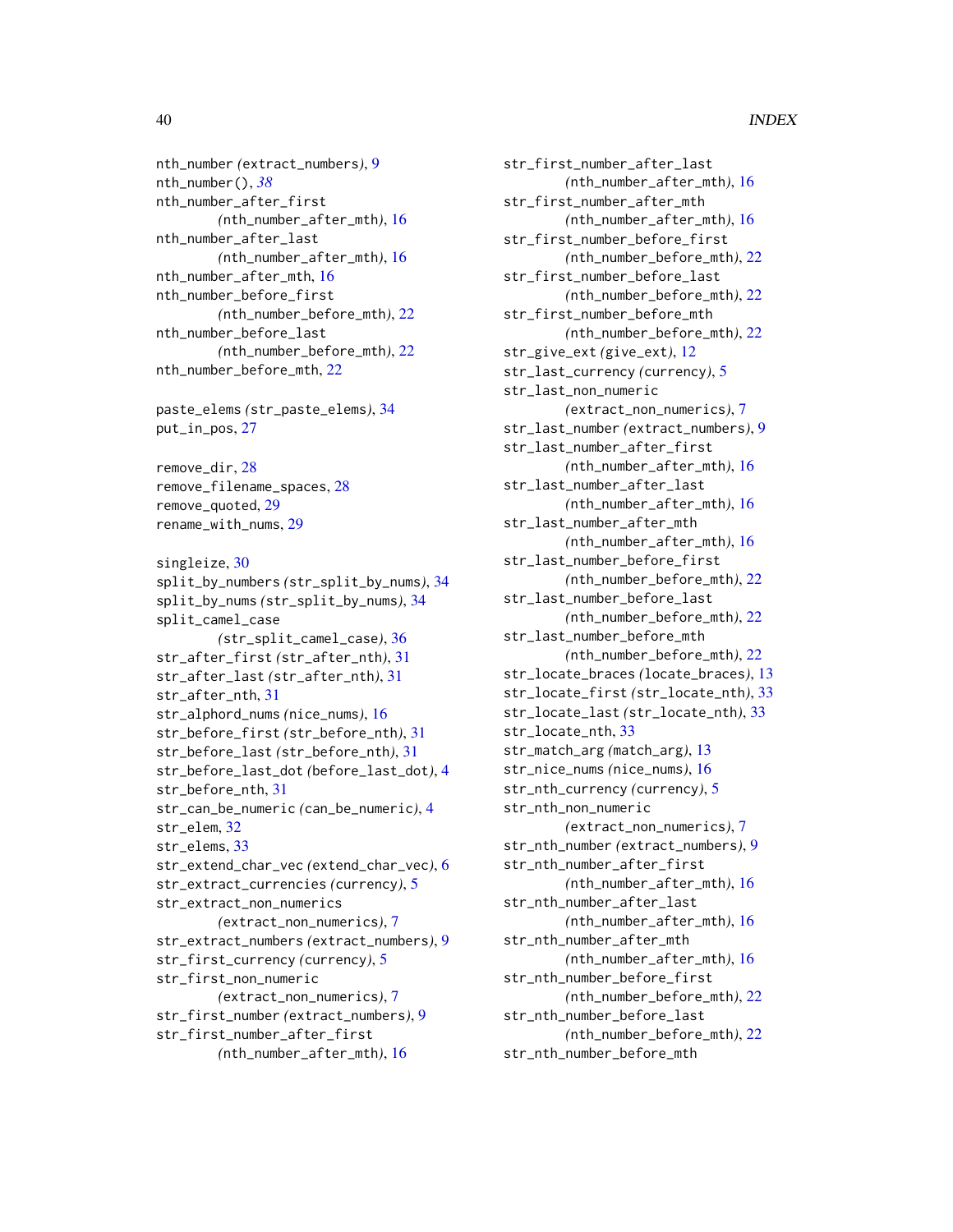nth_number (extract_numbers), 9
nth_number(), 38
nth_number_after_first (nth_number_after_mth), 16
nth_number_after_last (nth_number_after_mth), 16
nth_number_after_mth, 16
nth_number_before_first (nth_number_before_mth), 22
nth_number_before_last (nth_number_before_mth), 22
nth_number_before_mth, 22

paste_elems (str_paste_elems), 34
put_in_pos, 27

remove_dir, 28
remove_filename_spaces, 28
remove_quoted, 29
rename_with_nums, 29

singleize, 30
split_by_numbers (str_split_by_nums), 34
split_by_nums (str_split_by_nums), 34
split_camel_case (str_split_camel_case), 36
str_after_first (str_after_nth), 31
str_after_last (str_after_nth), 31
str_after_nth, 31
str_alphord_nums (nice_nums), 16
str_before_first (str_before_nth), 31
str_before_last (str_before_nth), 31
str_before_last_dot (before_last_dot), 4
str_before_nth, 31
str_can_be_numeric (can_be_numeric), 4
str_elem, 32
str_elems, 33
str_extend_char_vec (extend_char_vec), 6
str_extract_currencies (currency), 5
str_extract_non_numerics (extract_non_numerics), 7
str_extract_numbers (extract_numbers), 9
str_first_currency (currency), 5
str_first_non_numeric (extract_non_numerics), 7
str_first_number (extract_numbers), 9
str_first_number_after_first (nth_number_after_mth), 16
str_first_number_after_last (nth_number_after_mth), 16
str_first_number_after_mth (nth_number_after_mth), 16
str_first_number_before_first (nth_number_before_mth), 22
str_first_number_before_last (nth_number_before_mth), 22
str_first_number_before_mth (nth_number_before_mth), 22
str_give_ext (give_ext), 12
str_last_currency (currency), 5
str_last_non_numeric (extract_non_numerics), 7
str_last_number (extract_numbers), 9
str_last_number_after_first (nth_number_after_mth), 16
str_last_number_after_last (nth_number_after_mth), 16
str_last_number_after_mth (nth_number_after_mth), 16
str_last_number_before_first (nth_number_before_mth), 22
str_last_number_before_last (nth_number_before_mth), 22
str_last_number_before_mth (nth_number_before_mth), 22
str_locate_braces (locate_braces), 13
str_locate_first (str_locate_nth), 33
str_locate_last (str_locate_nth), 33
str_locate_nth, 33
str_match_arg (match_arg), 13
str_nice_nums (nice_nums), 16
str_nth_currency (currency), 5
str_nth_non_numeric (extract_non_numerics), 7
str_nth_number (extract_numbers), 9
str_nth_number_after_first (nth_number_after_mth), 16
str_nth_number_after_last (nth_number_after_mth), 16
str_nth_number_after_mth (nth_number_after_mth), 16
str_nth_number_before_first (nth_number_before_mth), 22
str_nth_number_before_last (nth_number_before_mth), 22
str_nth_number_before_mth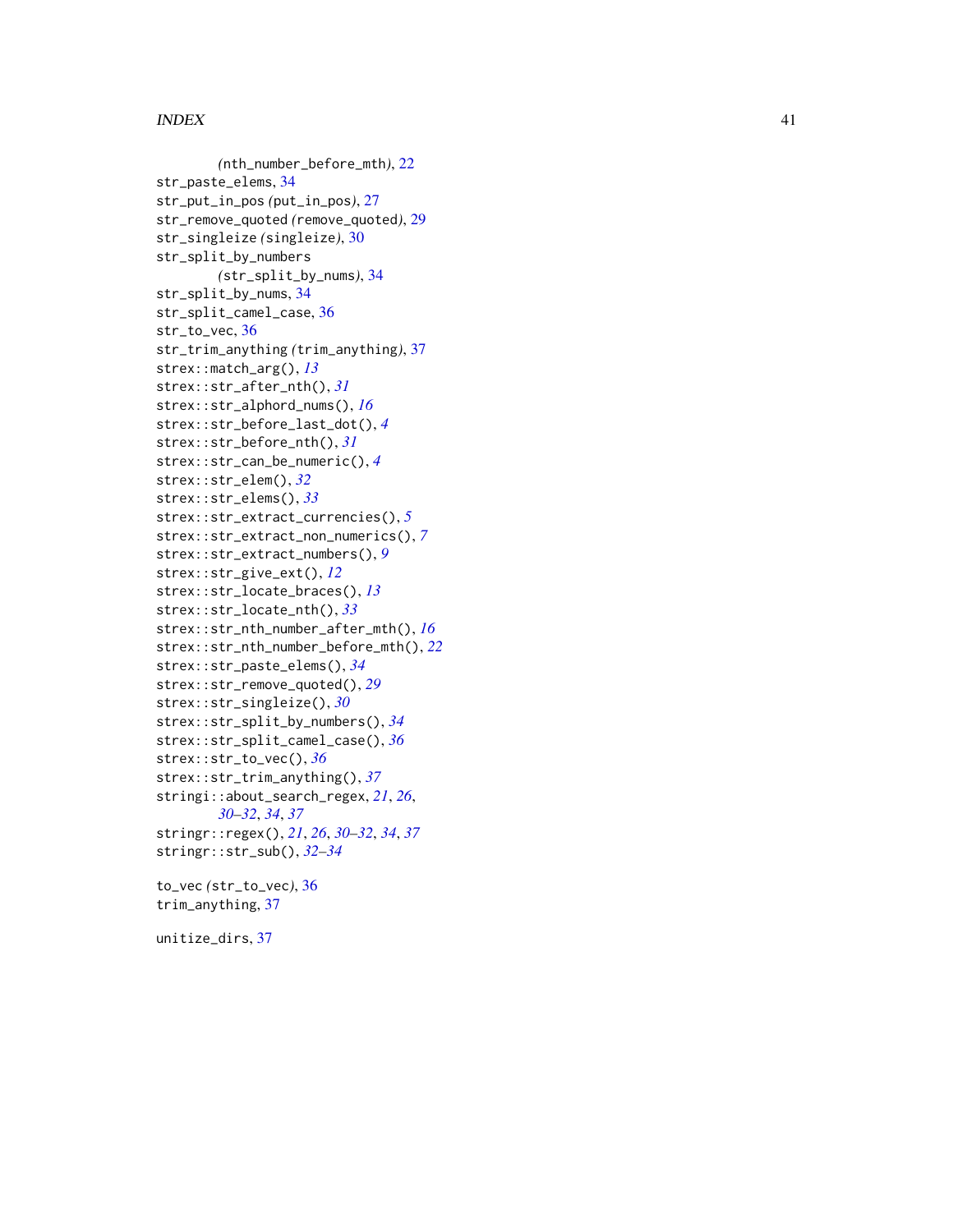(nth_number_before_mth), 22
str_paste_elems, 34
str_put_in_pos (put_in_pos), 27
str_remove_quoted (remove_quoted), 29
str_singleize (singleize), 30
str_split_by_numbers
    (str_split_by_nums), 34
str_split_by_nums, 34
str_split_camel_case, 36
str_to_vec, 36
str_trim_anything (trim_anything), 37
strex::match_arg(), *13*
strex::str_after_nth(), *31*
strex::str_alphord_nums(), *16*
strex::str_before_last_dot(), *4*
strex::str_before_nth(), *31*
strex::str_can_be_numeric(), *4*
strex::str_elem(), *32*
strex::str_elems(), *33*
strex::str_extract_currencies(), *5*
strex::str_extract_non_numerics(), *7*
strex::str_extract_numbers(), *9*
strex::str_give_ext(), *12*
strex::str_locate_braces(), *13*
strex::str_locate_nth(), *33*
strex::str_nth_number_after_mth(), *16*
strex::str_nth_number_before_mth(), *22*
strex::str_paste_elems(), *34*
strex::str_remove_quoted(), *29*
strex::str_singleize(), *30*
strex::str_split_by_numbers(), *34*
strex::str_split_camel_case(), *36*
strex::str_to_vec(), *36*
strex::str_trim_anything(), *37*
stringi::about_search_regex, *21*, *26*,
    *30–32*, *34*, *37*
stringr::regex(), *21*, *26*, *30–32*, *34*, *37*
stringr::str_sub(), *32–34*

to_vec (str_to_vec), 36
trim_anything, 37

unitize_dirs, 37